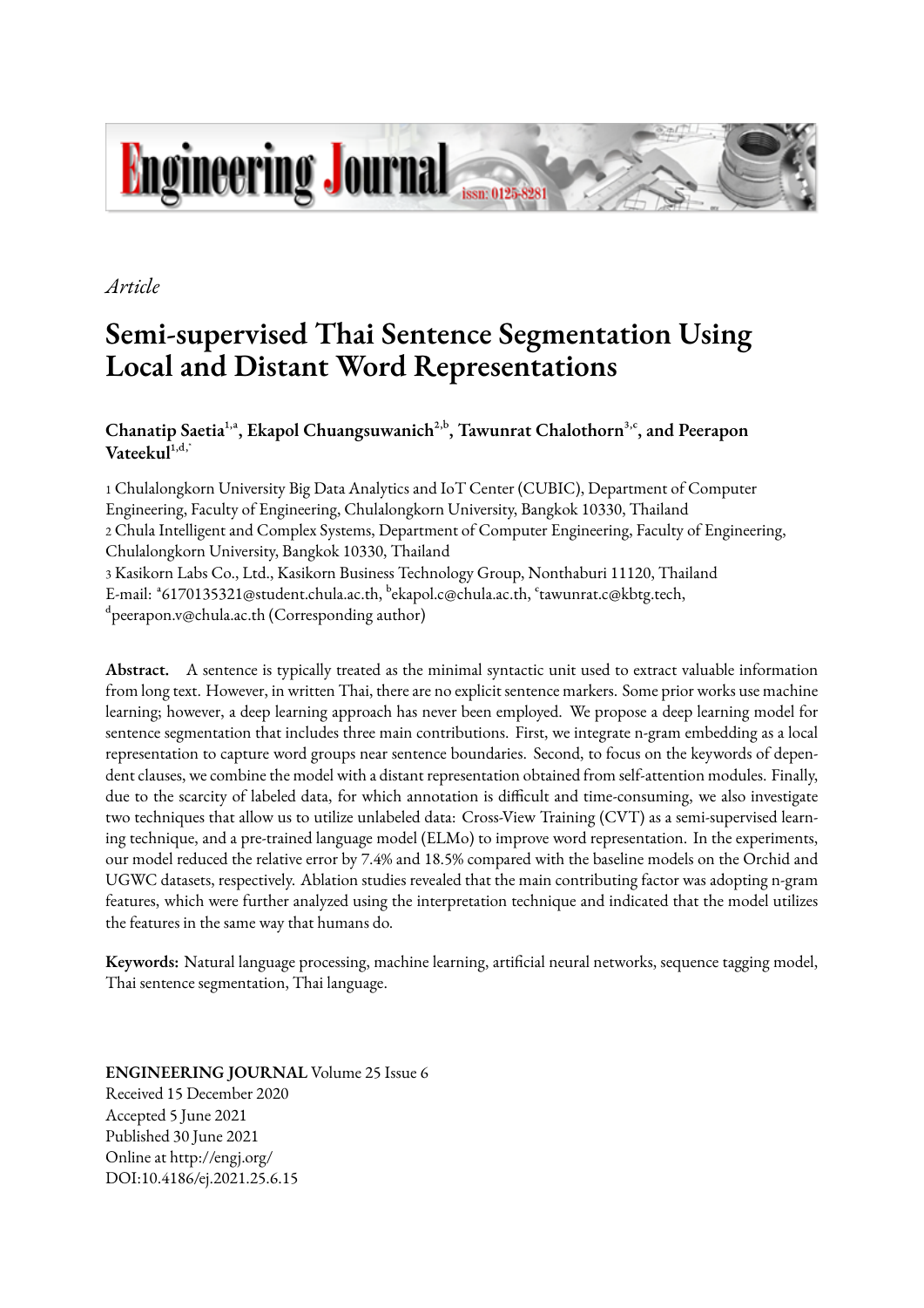*Article*

# Semi-supervised Thai Sentence Segmentation Using Local and Distant Word Representations

**Chanatip Saetia[1,a], Ekapol Chuangsuwanich[2,b], Tawunrat Chalothorn[3,c], and Peerapon Vateekul[1,d,*]**

1 Chulalongkorn University Big Data Analytics and IoT Center (CUBIC), Department of Computer Engineering, Faculty of Engineering, Chulalongkorn University, Bangkok 10330, Thailand
2 Chula Intelligent and Complex Systems, Department of Computer Engineering, Faculty of Engineering, Chulalongkorn University, Bangkok 10330, Thailand
3 Kasikorn Labs Co., Ltd., Kasikorn Business Technology Group, Nonthaburi 11120, Thailand
E-mail: [a]6170135321@student.chula.ac.th, [b]ekapol.c@chula.ac.th, [c]tawunrat.c@kbtg.tech, [d]peerapon.v@chula.ac.th (Corresponding author)

**Abstract.** A sentence is typically treated as the minimal syntactic unit used to extract valuable information from long text. However, in written Thai, there are no explicit sentence markers. Some prior works use machine learning; however, a deep learning approach has never been employed. We propose a deep learning model for sentence segmentation that includes three main contributions. First, we integrate n-gram embedding as a local representation to capture word groups near sentence boundaries. Second, to focus on the keywords of dependent clauses, we combine the model with a distant representation obtained from self-attention modules. Finally, due to the scarcity of labeled data, for which annotation is difficult and time-consuming, we also investigate two techniques that allow us to utilize unlabeled data: Cross-View Training (CVT) as a semi-supervised learning technique, and a pre-trained language model (ELMo) to improve word representation. In the experiments, our model reduced the relative error by 7.4% and 18.5% compared with the baseline models on the Orchid and UGWC datasets, respectively. Ablation studies revealed that the main contributing factor was adopting n-gram features, which were further analyzed using the interpretation technique and indicated that the model utilizes the features in the same way that humans do.

**Keywords:** Natural language processing, machine learning, artificial neural networks, sequence tagging model, Thai sentence segmentation, Thai language.

**ENGINEERING JOURNAL** Volume 25 Issue 6
Received 15 December 2020
Accepted 5 June 2021
Published 30 June 2021
Online at http://engj.org/
DOI:10.4186/ej.2021.25.6.15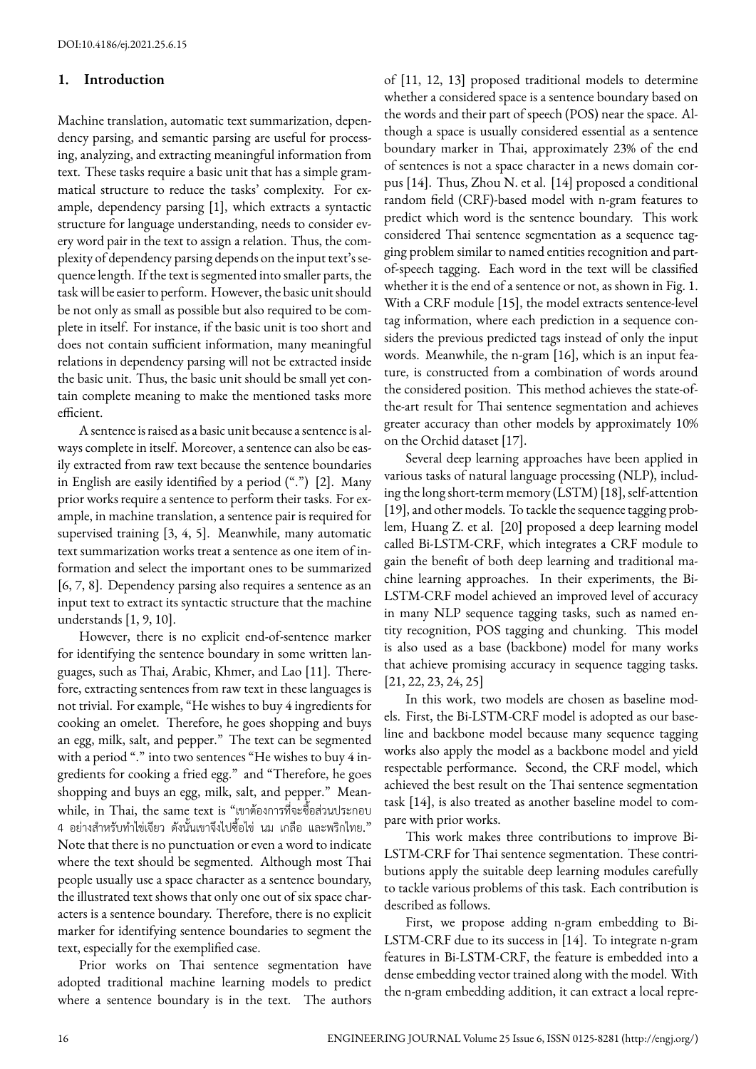## 1. Introduction

Machine translation, automatic text summarization, dependency parsing, and semantic parsing are useful for processing, analyzing, and extracting meaningful information from text. These tasks require a basic unit that has a simple grammatical structure to reduce the tasks' complexity. For example, dependency parsing [1], which extracts a syntactic structure for language understanding, needs to consider every word pair in the text to assign a relation. Thus, the complexity of dependency parsing depends on the input text's sequence length. If the text is segmented into smaller parts, the task will be easier to perform. However, the basic unit should be not only as small as possible but also required to be complete in itself. For instance, if the basic unit is too short and does not contain sufficient information, many meaningful relations in dependency parsing will not be extracted inside the basic unit. Thus, the basic unit should be small yet contain complete meaning to make the mentioned tasks more efficient.

A sentence is raised as a basic unit because a sentence is always complete in itself. Moreover, a sentence can also be easily extracted from raw text because the sentence boundaries in English are easily identified by a period (".") [2]. Many prior works require a sentence to perform their tasks. For example, in machine translation, a sentence pair is required for supervised training [3, 4, 5]. Meanwhile, many automatic text summarization works treat a sentence as one item of information and select the important ones to be summarized [6, 7, 8]. Dependency parsing also requires a sentence as an input text to extract its syntactic structure that the machine understands [1, 9, 10].

However, there is no explicit end-of-sentence marker for identifying the sentence boundary in some written languages, such as Thai, Arabic, Khmer, and Lao [11]. Therefore, extracting sentences from raw text in these languages is not trivial. For example, "He wishes to buy 4 ingredients for cooking an omelet. Therefore, he goes shopping and buys an egg, milk, salt, and pepper." The text can be segmented with a period "." into two sentences "He wishes to buy 4 ingredients for cooking a fried egg." and "Therefore, he goes shopping and buys an egg, milk, salt, and pepper." Meanwhile, in Thai, the same text is "เขาต้องการที่จะซื้อส่วนประกอบ 4 อย่างสำหรับทำไข่เจียว ดังนั้นเขาจึงไปซื้อไข่ นม เกลือ และพริกไทย." Note that there is no punctuation or even a word to indicate where the text should be segmented. Although most Thai people usually use a space character as a sentence boundary, the illustrated text shows that only one out of six space characters is a sentence boundary. Therefore, there is no explicit marker for identifying sentence boundaries to segment the text, especially for the exemplified case.

Prior works on Thai sentence segmentation have adopted traditional machine learning models to predict where a sentence boundary is in the text. The authors of [11, 12, 13] proposed traditional models to determine whether a considered space is a sentence boundary based on the words and their part of speech (POS) near the space. Although a space is usually considered essential as a sentence boundary marker in Thai, approximately 23% of the end of sentences is not a space character in a news domain corpus [14]. Thus, Zhou N. et al. [14] proposed a conditional random field (CRF)-based model with n-gram features to predict which word is the sentence boundary. This work considered Thai sentence segmentation as a sequence tagging problem similar to named entities recognition and part-of-speech tagging. Each word in the text will be classified whether it is the end of a sentence or not, as shown in Fig. 1. With a CRF module [15], the model extracts sentence-level tag information, where each prediction in a sequence considers the previous predicted tags instead of only the input words. Meanwhile, the n-gram [16], which is an input feature, is constructed from a combination of words around the considered position. This method achieves the state-of-the-art result for Thai sentence segmentation and achieves greater accuracy than other models by approximately 10% on the Orchid dataset [17].

Several deep learning approaches have been applied in various tasks of natural language processing (NLP), including the long short-term memory (LSTM) [18], self-attention [19], and other models. To tackle the sequence tagging problem, Huang Z. et al. [20] proposed a deep learning model called Bi-LSTM-CRF, which integrates a CRF module to gain the benefit of both deep learning and traditional machine learning approaches. In their experiments, the Bi-LSTM-CRF model achieved an improved level of accuracy in many NLP sequence tagging tasks, such as named entity recognition, POS tagging and chunking. This model is also used as a base (backbone) model for many works that achieve promising accuracy in sequence tagging tasks. [21, 22, 23, 24, 25]

In this work, two models are chosen as baseline models. First, the Bi-LSTM-CRF model is adopted as our baseline and backbone model because many sequence tagging works also apply the model as a backbone model and yield respectable performance. Second, the CRF model, which achieved the best result on the Thai sentence segmentation task [14], is also treated as another baseline model to compare with prior works.

This work makes three contributions to improve Bi-LSTM-CRF for Thai sentence segmentation. These contributions apply the suitable deep learning modules carefully to tackle various problems of this task. Each contribution is described as follows.

First, we propose adding n-gram embedding to Bi-LSTM-CRF due to its success in [14]. To integrate n-gram features in Bi-LSTM-CRF, the feature is embedded into a dense embedding vector trained along with the model. With the n-gram embedding addition, it can extract a local repre-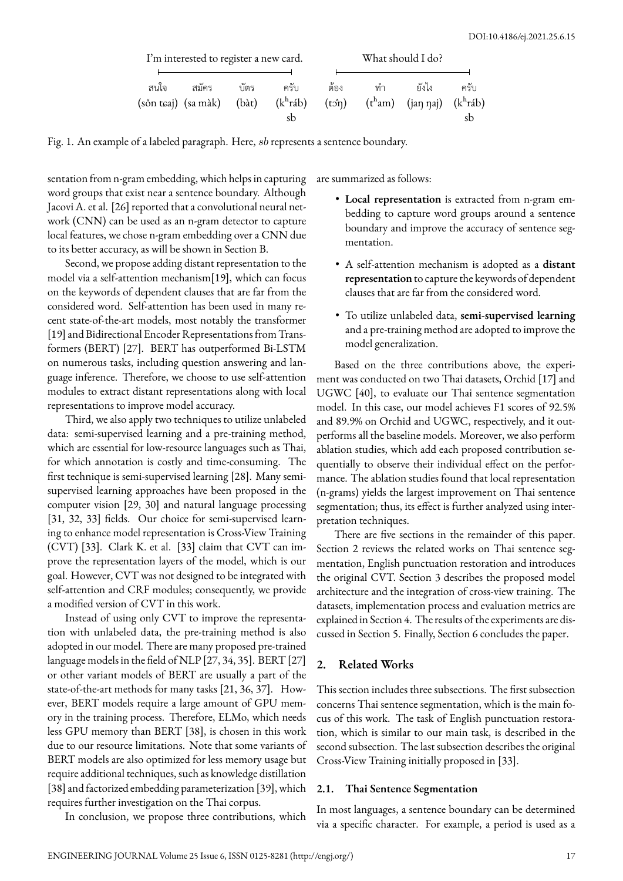| I'm interested to register a new card. | | | | What should I do? | | | |
|---|---|---|---|---|---|---|---|
| สนใจ | สมัคร | บัตร | ครับ | ต้อง | ทำ | ยังไง | ครับ |
| (sǒn tɕaj) | (sa màk) | (bàt) | ($\text{k}^\text{h}$ráb) | (tɔ̂ŋ) | ($\text{t}^\text{h}$am) | (jaŋ ŋaj) | ($\text{k}^\text{h}$ráb) |
| | | | sb | | | | sb |

Fig. 1. An example of a labeled paragraph. Here, *sb* represents a sentence boundary.

sentation from n-gram embedding, which helps in capturing word groups that exist near a sentence boundary. Although Jacovi A. et al. [26] reported that a convolutional neural network (CNN) can be used as an n-gram detector to capture local features, we chose n-gram embedding over a CNN due to its better accuracy, as will be shown in Section B.

Second, we propose adding distant representation to the model via a self-attention mechanism[19], which can focus on the keywords of dependent clauses that are far from the considered word. Self-attention has been used in many recent state-of-the-art models, most notably the transformer [19] and Bidirectional Encoder Representations from Transformers (BERT) [27]. BERT has outperformed Bi-LSTM on numerous tasks, including question answering and language inference. Therefore, we choose to use self-attention modules to extract distant representations along with local representations to improve model accuracy.

Third, we also apply two techniques to utilize unlabeled data: semi-supervised learning and a pre-training method, which are essential for low-resource languages such as Thai, for which annotation is costly and time-consuming. The first technique is semi-supervised learning [28]. Many semi-supervised learning approaches have been proposed in the computer vision [29, 30] and natural language processing [31, 32, 33] fields. Our choice for semi-supervised learning to enhance model representation is Cross-View Training (CVT) [33]. Clark K. et al. [33] claim that CVT can improve the representation layers of the model, which is our goal. However, CVT was not designed to be integrated with self-attention and CRF modules; consequently, we provide a modified version of CVT in this work.

Instead of using only CVT to improve the representation with unlabeled data, the pre-training method is also adopted in our model. There are many proposed pre-trained language models in the field of NLP [27, 34, 35]. BERT [27] or other variant models of BERT are usually a part of the state-of-the-art methods for many tasks [21, 36, 37]. However, BERT models require a large amount of GPU memory in the training process. Therefore, ELMo, which needs less GPU memory than BERT [38], is chosen in this work due to our resource limitations. Note that some variants of BERT models are also optimized for less memory usage but require additional techniques, such as knowledge distillation [38] and factorized embedding parameterization [39], which requires further investigation on the Thai corpus.

In conclusion, we propose three contributions, which are summarized as follows:

- **Local representation** is extracted from n-gram embedding to capture word groups around a sentence boundary and improve the accuracy of sentence segmentation.
- A self-attention mechanism is adopted as a **distant representation** to capture the keywords of dependent clauses that are far from the considered word.
- To utilize unlabeled data, **semi-supervised learning** and a pre-training method are adopted to improve the model generalization.

Based on the three contributions above, the experiment was conducted on two Thai datasets, Orchid [17] and UGWC [40], to evaluate our Thai sentence segmentation model. In this case, our model achieves F1 scores of 92.5% and 89.9% on Orchid and UGWC, respectively, and it outperforms all the baseline models. Moreover, we also perform ablation studies, which add each proposed contribution sequentially to observe their individual effect on the performance. The ablation studies found that local representation (n-grams) yields the largest improvement on Thai sentence segmentation; thus, its effect is further analyzed using interpretation techniques.

There are five sections in the remainder of this paper. Section 2 reviews the related works on Thai sentence segmentation, English punctuation restoration and introduces the original CVT. Section 3 describes the proposed model architecture and the integration of cross-view training. The datasets, implementation process and evaluation metrics are explained in Section 4. The results of the experiments are discussed in Section 5. Finally, Section 6 concludes the paper.

## 2. Related Works

This section includes three subsections. The first subsection concerns Thai sentence segmentation, which is the main focus of this work. The task of English punctuation restoration, which is similar to our main task, is described in the second subsection. The last subsection describes the original Cross-View Training initially proposed in [33].

### 2.1. Thai Sentence Segmentation

In most languages, a sentence boundary can be determined via a specific character. For example, a period is used as a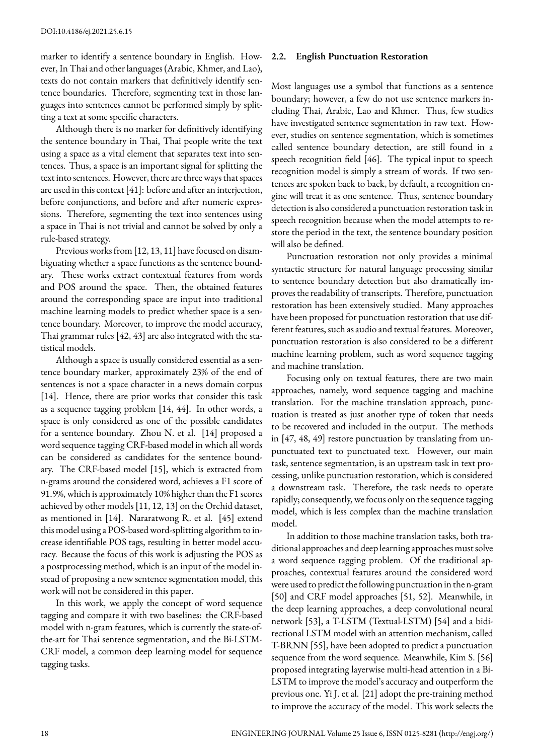marker to identify a sentence boundary in English. However, In Thai and other languages (Arabic, Khmer, and Lao), texts do not contain markers that definitively identify sentence boundaries. Therefore, segmenting text in those languages into sentences cannot be performed simply by splitting a text at some specific characters.

Although there is no marker for definitively identifying the sentence boundary in Thai, Thai people write the text using a space as a vital element that separates text into sentences. Thus, a space is an important signal for splitting the text into sentences. However, there are three ways that spaces are used in this context [41]: before and after an interjection, before conjunctions, and before and after numeric expressions. Therefore, segmenting the text into sentences using a space in Thai is not trivial and cannot be solved by only a rule-based strategy.

Previous works from [12, 13, 11] have focused on disambiguating whether a space functions as the sentence boundary. These works extract contextual features from words and POS around the space. Then, the obtained features around the corresponding space are input into traditional machine learning models to predict whether space is a sentence boundary. Moreover, to improve the model accuracy, Thai grammar rules [42, 43] are also integrated with the statistical models.

Although a space is usually considered essential as a sentence boundary marker, approximately 23% of the end of sentences is not a space character in a news domain corpus [14]. Hence, there are prior works that consider this task as a sequence tagging problem [14, 44]. In other words, a space is only considered as one of the possible candidates for a sentence boundary. Zhou N. et al. [14] proposed a word sequence tagging CRF-based model in which all words can be considered as candidates for the sentence boundary. The CRF-based model [15], which is extracted from n-grams around the considered word, achieves a F1 score of 91.9%, which is approximately 10% higher than the F1 scores achieved by other models [11, 12, 13] on the Orchid dataset, as mentioned in [14]. Nararatwong R. et al. [45] extend this model using a POS-based word-splitting algorithm to increase identifiable POS tags, resulting in better model accuracy. Because the focus of this work is adjusting the POS as a postprocessing method, which is an input of the model instead of proposing a new sentence segmentation model, this work will not be considered in this paper.

In this work, we apply the concept of word sequence tagging and compare it with two baselines: the CRF-based model with n-gram features, which is currently the state-of-the-art for Thai sentence segmentation, and the Bi-LSTM-CRF model, a common deep learning model for sequence tagging tasks.

### 2.2. English Punctuation Restoration

Most languages use a symbol that functions as a sentence boundary; however, a few do not use sentence markers including Thai, Arabic, Lao and Khmer. Thus, few studies have investigated sentence segmentation in raw text. However, studies on sentence segmentation, which is sometimes called sentence boundary detection, are still found in a speech recognition field [46]. The typical input to speech recognition model is simply a stream of words. If two sentences are spoken back to back, by default, a recognition engine will treat it as one sentence. Thus, sentence boundary detection is also considered a punctuation restoration task in speech recognition because when the model attempts to restore the period in the text, the sentence boundary position will also be defined.

Punctuation restoration not only provides a minimal syntactic structure for natural language processing similar to sentence boundary detection but also dramatically improves the readability of transcripts. Therefore, punctuation restoration has been extensively studied. Many approaches have been proposed for punctuation restoration that use different features, such as audio and textual features. Moreover, punctuation restoration is also considered to be a different machine learning problem, such as word sequence tagging and machine translation.

Focusing only on textual features, there are two main approaches, namely, word sequence tagging and machine translation. For the machine translation approach, punctuation is treated as just another type of token that needs to be recovered and included in the output. The methods in [47, 48, 49] restore punctuation by translating from unpunctuated text to punctuated text. However, our main task, sentence segmentation, is an upstream task in text processing, unlike punctuation restoration, which is considered a downstream task. Therefore, the task needs to operate rapidly; consequently, we focus only on the sequence tagging model, which is less complex than the machine translation model.

In addition to those machine translation tasks, both traditional approaches and deep learning approaches must solve a word sequence tagging problem. Of the traditional approaches, contextual features around the considered word were used to predict the following punctuation in the n-gram [50] and CRF model approaches [51, 52]. Meanwhile, in the deep learning approaches, a deep convolutional neural network [53], a T-LSTM (Textual-LSTM) [54] and a bidirectional LSTM model with an attention mechanism, called T-BRNN [55], have been adopted to predict a punctuation sequence from the word sequence. Meanwhile, Kim S. [56] proposed integrating layerwise multi-head attention in a Bi-LSTM to improve the model's accuracy and outperform the previous one. Yi J. et al. [21] adopt the pre-training method to improve the accuracy of the model. This work selects the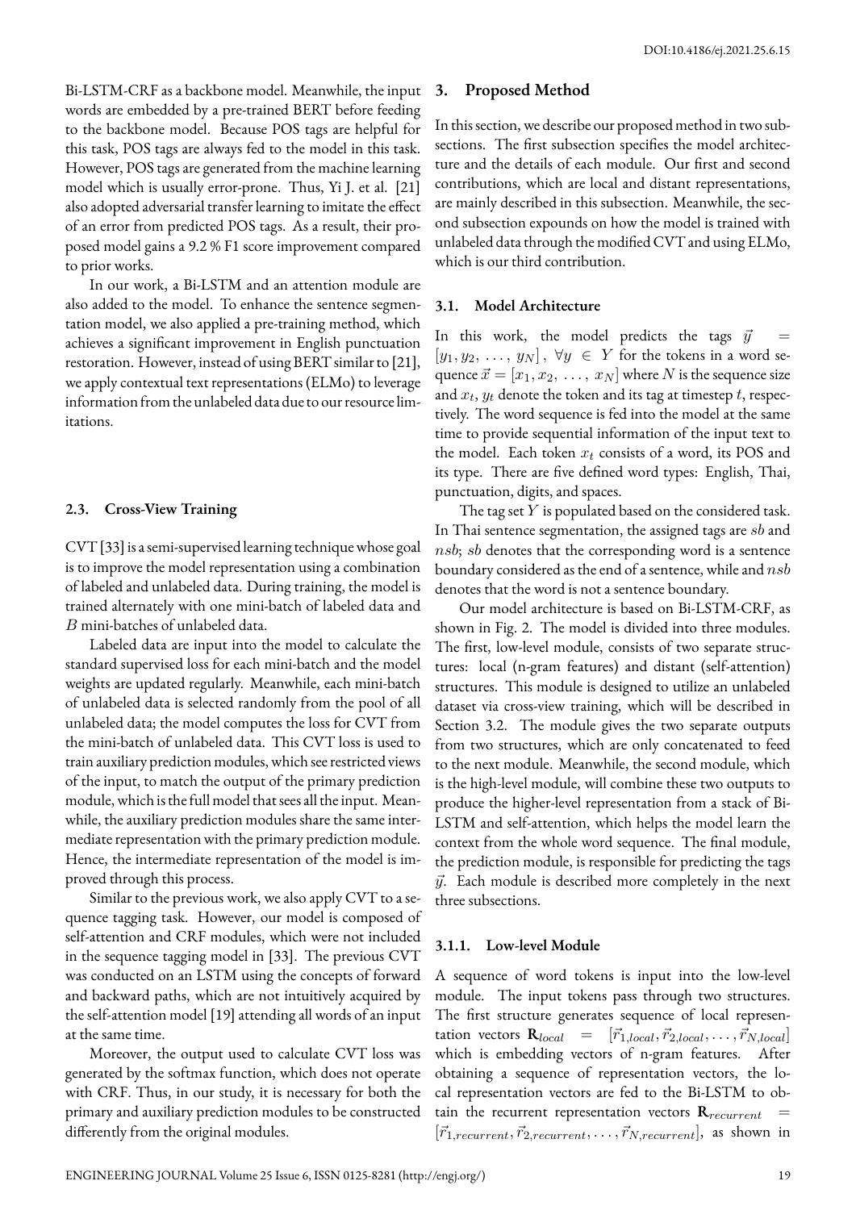Bi-LSTM-CRF as a backbone model. Meanwhile, the input words are embedded by a pre-trained BERT before feeding to the backbone model. Because POS tags are helpful for this task, POS tags are always fed to the model in this task. However, POS tags are generated from the machine learning model which is usually error-prone. Thus, Yi J. et al. [21] also adopted adversarial transfer learning to imitate the effect of an error from predicted POS tags. As a result, their proposed model gains a 9.2 % F1 score improvement compared to prior works.

In our work, a Bi-LSTM and an attention module are also added to the model. To enhance the sentence segmentation model, we also applied a pre-training method, which achieves a significant improvement in English punctuation restoration. However, instead of using BERT similar to [21], we apply contextual text representations (ELMo) to leverage information from the unlabeled data due to our resource limitations.

### 2.3. Cross-View Training

CVT [33] is a semi-supervised learning technique whose goal is to improve the model representation using a combination of labeled and unlabeled data. During training, the model is trained alternately with one mini-batch of labeled data and $B$ mini-batches of unlabeled data.

Labeled data are input into the model to calculate the standard supervised loss for each mini-batch and the model weights are updated regularly. Meanwhile, each mini-batch of unlabeled data is selected randomly from the pool of all unlabeled data; the model computes the loss for CVT from the mini-batch of unlabeled data. This CVT loss is used to train auxiliary prediction modules, which see restricted views of the input, to match the output of the primary prediction module, which is the full model that sees all the input. Meanwhile, the auxiliary prediction modules share the same intermediate representation with the primary prediction module. Hence, the intermediate representation of the model is improved through this process.

Similar to the previous work, we also apply CVT to a sequence tagging task. However, our model is composed of self-attention and CRF modules, which were not included in the sequence tagging model in [33]. The previous CVT was conducted on an LSTM using the concepts of forward and backward paths, which are not intuitively acquired by the self-attention model [19] attending all words of an input at the same time.

Moreover, the output used to calculate CVT loss was generated by the softmax function, which does not operate with CRF. Thus, in our study, it is necessary for both the primary and auxiliary prediction modules to be constructed differently from the original modules.

## 3. Proposed Method

In this section, we describe our proposed method in two subsections. The first subsection specifies the model architecture and the details of each module. Our first and second contributions, which are local and distant representations, are mainly described in this subsection. Meanwhile, the second subsection expounds on how the model is trained with unlabeled data through the modified CVT and using ELMo, which is our third contribution.

### 3.1. Model Architecture

In this work, the model predicts the tags $\vec{y} = [y_1, y_2, \ldots, y_N]$, $\forall y \in Y$ for the tokens in a word sequence $\vec{x} = [x_1, x_2, \ldots, x_N]$ where $N$ is the sequence size and $x_t$, $y_t$ denote the token and its tag at timestep $t$, respectively. The word sequence is fed into the model at the same time to provide sequential information of the input text to the model. Each token $x_t$ consists of a word, its POS and its type. There are five defined word types: English, Thai, punctuation, digits, and spaces.

The tag set $Y$ is populated based on the considered task. In Thai sentence segmentation, the assigned tags are $sb$ and $nsb$; $sb$ denotes that the corresponding word is a sentence boundary considered as the end of a sentence, while and $nsb$ denotes that the word is not a sentence boundary.

Our model architecture is based on Bi-LSTM-CRF, as shown in Fig. 2. The model is divided into three modules. The first, low-level module, consists of two separate structures: local (n-gram features) and distant (self-attention) structures. This module is designed to utilize an unlabeled dataset via cross-view training, which will be described in Section 3.2. The module gives the two separate outputs from two structures, which are only concatenated to feed to the next module. Meanwhile, the second module, which is the high-level module, will combine these two outputs to produce the higher-level representation from a stack of Bi-LSTM and self-attention, which helps the model learn the context from the whole word sequence. The final module, the prediction module, is responsible for predicting the tags $\vec{y}$. Each module is described more completely in the next three subsections.

#### 3.1.1. Low-level Module

A sequence of word tokens is input into the low-level module. The input tokens pass through two structures. The first structure generates sequence of local representation vectors $\mathbf{R}_{local} = [\vec{r}_{1,local}, \vec{r}_{2,local}, \ldots, \vec{r}_{N,local}]$ which is embedding vectors of n-gram features. After obtaining a sequence of representation vectors, the local representation vectors are fed to the Bi-LSTM to obtain the recurrent representation vectors $\mathbf{R}_{recurrent} = [\vec{r}_{1,recurrent}, \vec{r}_{2,recurrent}, \ldots, \vec{r}_{N,recurrent}]$, as shown in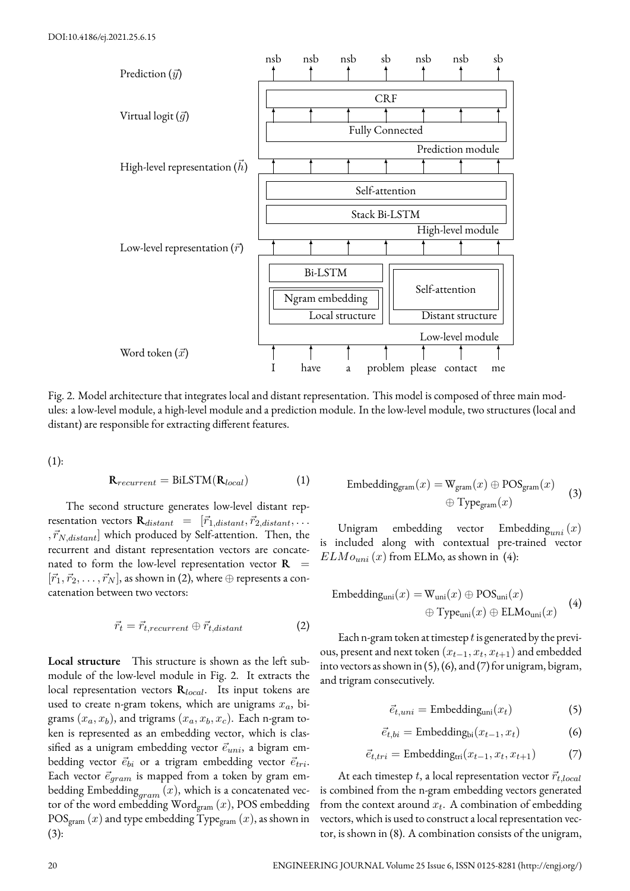Fig. 2. Model architecture that integrates local and distant representation. This model is composed of three main modules: a low-level module, a high-level module and a prediction module. In the low-level module, two structures (local and distant) are responsible for extracting different features.

(1):

$$\mathbf{R}_{recurrent} = \text{BiLSTM}(\mathbf{R}_{local}) \tag{1}$$

The second structure generates low-level distant representation vectors $\mathbf{R}_{distant} = [\vec{r}_{1,distant}, \vec{r}_{2,distant}, \ldots, \vec{r}_{N,distant}]$ which produced by Self-attention. Then, the recurrent and distant representation vectors are concatenated to form the low-level representation vector $\mathbf{R} = [\vec{r}_1, \vec{r}_2, \ldots, \vec{r}_N]$, as shown in (2), where $\oplus$ represents a concatenation between two vectors:

$$\vec{r}_t = \vec{r}_{t,recurrent} \oplus \vec{r}_{t,distant} \tag{2}$$

**Local structure** This structure is shown as the left submodule of the low-level module in Fig. 2. It extracts the local representation vectors $\mathbf{R}_{local}$. Its input tokens are used to create n-gram tokens, which are unigrams $x_a$, bigrams $(x_a, x_b)$, and trigrams $(x_a, x_b, x_c)$. Each n-gram token is represented as an embedding vector, which is classified as a unigram embedding vector $\vec{e}_{uni}$, a bigram embedding vector $\vec{e}_{bi}$ or a trigram embedding vector $\vec{e}_{tri}$. Each vector $\vec{e}_{gram}$ is mapped from a token by gram embedding $\text{Embedding}_{gram}(x)$, which is a concatenated vector of the word embedding $\text{Word}_{\text{gram}}(x)$, POS embedding $\text{POS}_{\text{gram}}(x)$ and type embedding $\text{Type}_{\text{gram}}(x)$, as shown in (3):

$$\text{Embedding}_{\text{gram}}(x) = \text{W}_{\text{gram}}(x) \oplus \text{POS}_{\text{gram}}(x) \oplus \text{Type}_{\text{gram}}(x) \tag{3}$$

Unigram embedding vector $\text{Embedding}_{uni}(x)$ is included along with contextual pre-trained vector $ELMo_{uni}(x)$ from ELMo, as shown in (4):

$$\text{Embedding}_{\text{uni}}(x) = \text{W}_{\text{uni}}(x) \oplus \text{POS}_{\text{uni}}(x) \oplus \text{Type}_{\text{uni}}(x) \oplus \text{ELMo}_{\text{uni}}(x) \tag{4}$$

Each n-gram token at timestep $t$ is generated by the previous, present and next token $(x_{t-1}, x_t, x_{t+1})$ and embedded into vectors as shown in (5), (6), and (7) for unigram, bigram, and trigram consecutively.

$$\vec{e}_{t,uni} = \text{Embedding}_{\text{uni}}(x_t) \tag{5}$$

$$\vec{e}_{t,bi} = \text{Embedding}_{\text{bi}}(x_{t-1}, x_t) \tag{6}$$

$$\vec{e}_{t,tri} = \text{Embedding}_{\text{tri}}(x_{t-1}, x_t, x_{t+1}) \tag{7}$$

At each timestep $t$, a local representation vector $\vec{r}_{t,local}$ is combined from the n-gram embedding vectors generated from the context around $x_t$. A combination of embedding vectors, which is used to construct a local representation vector, is shown in (8). A combination consists of the unigram,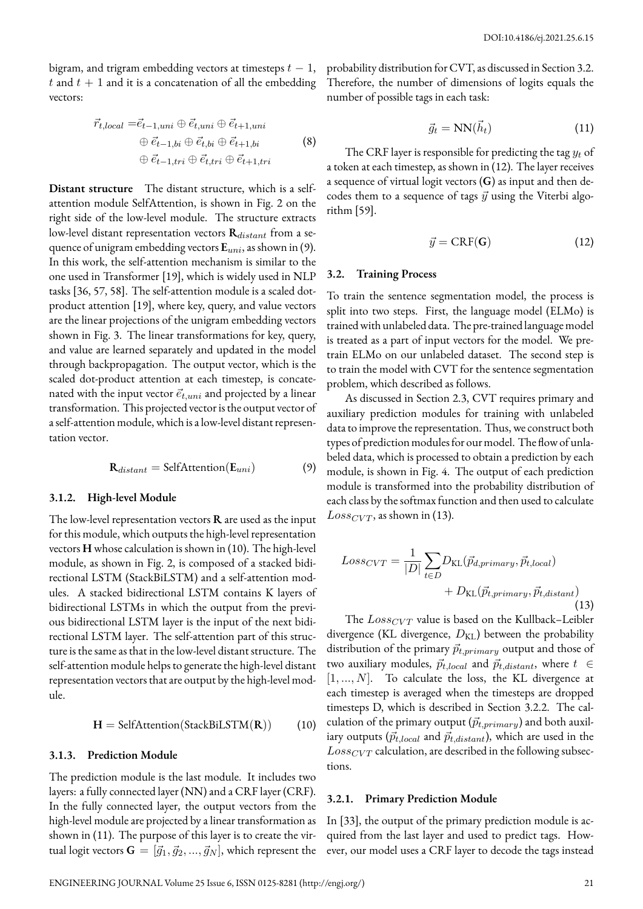bigram, and trigram embedding vectors at timesteps $t-1$, $t$ and $t+1$ and it is a concatenation of all the embedding vectors:

$$
\begin{aligned}
\vec{r}_{t,local} = &\vec{e}_{t-1,uni} \oplus \vec{e}_{t,uni} \oplus \vec{e}_{t+1,uni} \\
&\oplus \vec{e}_{t-1,bi} \oplus \vec{e}_{t,bi} \oplus \vec{e}_{t+1,bi} \\
&\oplus \vec{e}_{t-1,tri} \oplus \vec{e}_{t,tri} \oplus \vec{e}_{t+1,tri}
\end{aligned} \tag{8}
$$

**Distant structure** The distant structure, which is a self-attention module SelfAttention, is shown in Fig. 2 on the right side of the low-level module. The structure extracts low-level distant representation vectors $\mathbf{R}_{distant}$ from a sequence of unigram embedding vectors $\mathbf{E}_{uni}$, as shown in (9). In this work, the self-attention mechanism is similar to the one used in Transformer [19], which is widely used in NLP tasks [36, 57, 58]. The self-attention module is a scaled dot-product attention [19], where key, query, and value vectors are the linear projections of the unigram embedding vectors shown in Fig. 3. The linear transformations for key, query, and value are learned separately and updated in the model through backpropagation. The output vector, which is the scaled dot-product attention at each timestep, is concatenated with the input vector $\vec{e}_{t,uni}$ and projected by a linear transformation. This projected vector is the output vector of a self-attention module, which is a low-level distant representation vector.

$$
\mathbf{R}_{distant} = \text{SelfAttention}(\mathbf{E}_{uni}) \tag{9}
$$

#### 3.1.2. High-level Module

The low-level representation vectors $\mathbf{R}$ are used as the input for this module, which outputs the high-level representation vectors $\mathbf{H}$ whose calculation is shown in (10). The high-level module, as shown in Fig. 2, is composed of a stacked bidirectional LSTM (StackBiLSTM) and a self-attention modules. A stacked bidirectional LSTM contains K layers of bidirectional LSTMs in which the output from the previous bidirectional LSTM layer is the input of the next bidirectional LSTM layer. The self-attention part of this structure is the same as that in the low-level distant structure. The self-attention module helps to generate the high-level distant representation vectors that are output by the high-level module.

$$
\mathbf{H} = \text{SelfAttention}(\text{StackBiLSTM}(\mathbf{R})) \tag{10}
$$

#### 3.1.3. Prediction Module

The prediction module is the last module. It includes two layers: a fully connected layer (NN) and a CRF layer (CRF). In the fully connected layer, the output vectors from the high-level module are projected by a linear transformation as shown in (11). The purpose of this layer is to create the virtual logit vectors $\mathbf{G} = [\vec{g}_1, \vec{g}_2, ..., \vec{g}_N]$, which represent the probability distribution for CVT, as discussed in Section 3.2. Therefore, the number of dimensions of logits equals the number of possible tags in each task:

$$
\vec{g}_t = \text{NN}(\vec{h}_t) \tag{11}
$$

The CRF layer is responsible for predicting the tag $y_t$ of a token at each timestep, as shown in (12). The layer receives a sequence of virtual logit vectors ($\mathbf{G}$) as input and then decodes them to a sequence of tags $\vec{y}$ using the Viterbi algorithm [59].

$$
\vec{y} = \text{CRF}(\mathbf{G}) \tag{12}
$$

### 3.2. Training Process

To train the sentence segmentation model, the process is split into two steps. First, the language model (ELMo) is trained with unlabeled data. The pre-trained language model is treated as a part of input vectors for the model. We pre-train ELMo on our unlabeled dataset. The second step is to train the model with CVT for the sentence segmentation problem, which described as follows.

As discussed in Section 2.3, CVT requires primary and auxiliary prediction modules for training with unlabeled data to improve the representation. Thus, we construct both types of prediction modules for our model. The flow of unlabeled data, which is processed to obtain a prediction by each module, is shown in Fig. 4. The output of each prediction module is transformed into the probability distribution of each class by the softmax function and then used to calculate $Loss_{CVT}$, as shown in (13).

$$
\begin{aligned}
Loss_{CVT} = \frac{1}{|D|} \sum_{t \in D} &D_{\text{KL}}(\vec{p}_{d,primary}, \vec{p}_{t,local}) \\
&+ D_{\text{KL}}(\vec{p}_{t,primary}, \vec{p}_{t,distant})
\end{aligned} \tag{13}
$$

The $Loss_{CVT}$ value is based on the Kullback–Leibler divergence (KL divergence, $D_{\text{KL}}$) between the probability distribution of the primary $\vec{p}_{t,primary}$ output and those of two auxiliary modules, $\vec{p}_{t,local}$ and $\vec{p}_{t,distant}$, where $t \in [1, ..., N]$. To calculate the loss, the KL divergence at each timestep is averaged when the timesteps are dropped timesteps D, which is described in Section 3.2.2. The calculation of the primary output ($\vec{p}_{t,primary}$) and both auxiliary outputs ($\vec{p}_{t,local}$ and $\vec{p}_{t,distant}$), which are used in the $Loss_{CVT}$ calculation, are described in the following subsections.

#### 3.2.1. Primary Prediction Module

In [33], the output of the primary prediction module is acquired from the last layer and used to predict tags. However, our model uses a CRF layer to decode the tags instead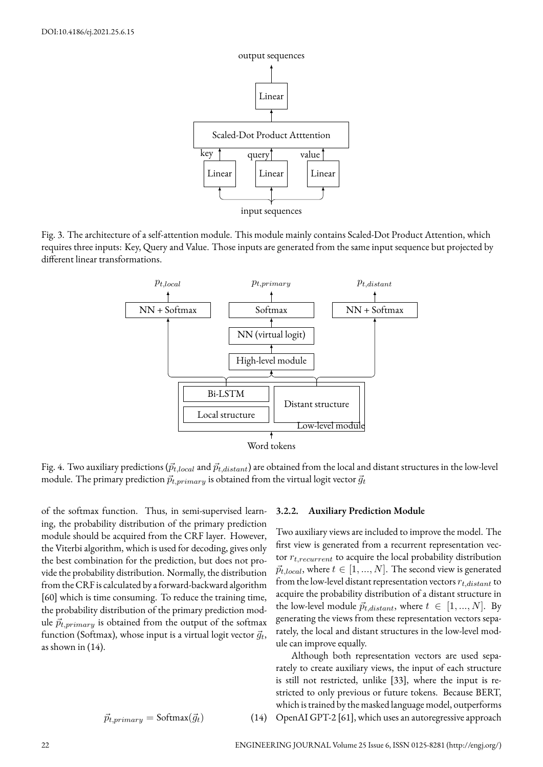Fig. 3. The architecture of a self-attention module. This module mainly contains Scaled-Dot Product Attention, which requires three inputs: Key, Query and Value. Those inputs are generated from the same input sequence but projected by different linear transformations.

Fig. 4. Two auxiliary predictions ($\vec{p}_{t,local}$ and $\vec{p}_{t,distant}$) are obtained from the local and distant structures in the low-level module. The primary prediction $\vec{p}_{t,primary}$ is obtained from the virtual logit vector $\vec{g}_t$

of the softmax function. Thus, in semi-supervised learning, the probability distribution of the primary prediction module should be acquired from the CRF layer. However, the Viterbi algorithm, which is used for decoding, gives only the best combination for the prediction, but does not provide the probability distribution. Normally, the distribution from the CRF is calculated by a forward-backward algorithm [60] which is time consuming. To reduce the training time, the probability distribution of the primary prediction module $\vec{p}_{t,primary}$ is obtained from the output of the softmax function (Softmax), whose input is a virtual logit vector $\vec{g}_t$, as shown in (14).

$$\vec{p}_{t,primary} = \text{Softmax}(\vec{g}_t) \tag{14}$$

#### 3.2.2. Auxiliary Prediction Module

Two auxiliary views are included to improve the model. The first view is generated from a recurrent representation vector $r_{t,recurrent}$ to acquire the local probability distribution $\vec{p}_{t,local}$, where $t \in [1, ..., N]$. The second view is generated from the low-level distant representation vectors $r_{t,distant}$ to acquire the probability distribution of a distant structure in the low-level module $\vec{p}_{t,distant}$, where $t \in [1, ..., N]$. By generating the views from these representation vectors separately, the local and distant structures in the low-level module can improve equally.

Although both representation vectors are used separately to create auxiliary views, the input of each structure is still not restricted, unlike [33], where the input is restricted to only previous or future tokens. Because BERT, which is trained by the masked language model, outperforms OpenAI GPT-2 [61], which uses an autoregressive approach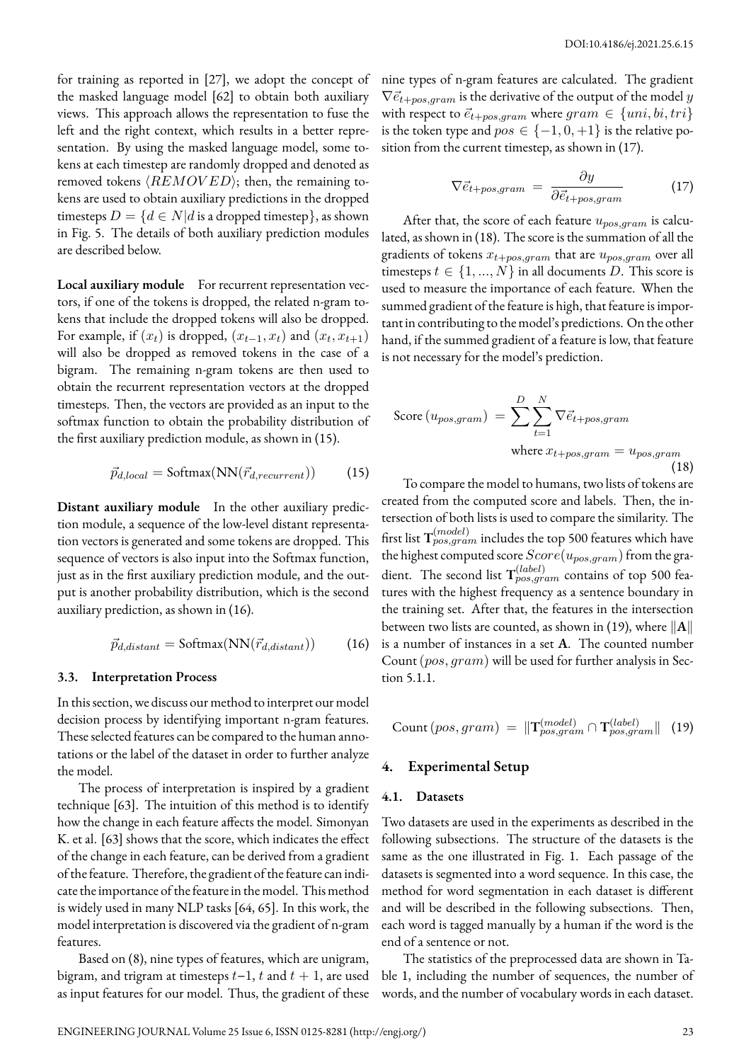for training as reported in [27], we adopt the concept of the masked language model [62] to obtain both auxiliary views. This approach allows the representation to fuse the left and the right context, which results in a better representation. By using the masked language model, some tokens at each timestep are randomly dropped and denoted as removed tokens $\langle REMOVED \rangle$; then, the remaining tokens are used to obtain auxiliary predictions in the dropped timesteps $D = \{d \in N | d \text{ is a dropped timestep}\}$, as shown in Fig. 5. The details of both auxiliary prediction modules are described below.

**Local auxiliary module** For recurrent representation vectors, if one of the tokens is dropped, the related n-gram tokens that include the dropped tokens will also be dropped. For example, if $(x_t)$ is dropped, $(x_{t-1}, x_t)$ and $(x_t, x_{t+1})$ will also be dropped as removed tokens in the case of a bigram. The remaining n-gram tokens are then used to obtain the recurrent representation vectors at the dropped timesteps. Then, the vectors are provided as an input to the softmax function to obtain the probability distribution of the first auxiliary prediction module, as shown in (15).

$$\vec{p}_{d,local} = \text{Softmax}(\text{NN}(\vec{r}_{d,recurrent})) \tag{15}$$

**Distant auxiliary module** In the other auxiliary prediction module, a sequence of the low-level distant representation vectors is generated and some tokens are dropped. This sequence of vectors is also input into the Softmax function, just as in the first auxiliary prediction module, and the output is another probability distribution, which is the second auxiliary prediction, as shown in (16).

$$\vec{p}_{d,distant} = \text{Softmax}(\text{NN}(\vec{r}_{d,distant})) \tag{16}$$

### 3.3. Interpretation Process

In this section, we discuss our method to interpret our model decision process by identifying important n-gram features. These selected features can be compared to the human annotations or the label of the dataset in order to further analyze the model.

The process of interpretation is inspired by a gradient technique [63]. The intuition of this method is to identify how the change in each feature affects the model. Simonyan K. et al. [63] shows that the score, which indicates the effect of the change in each feature, can be derived from a gradient of the feature. Therefore, the gradient of the feature can indicate the importance of the feature in the model. This method is widely used in many NLP tasks [64, 65]. In this work, the model interpretation is discovered via the gradient of n-gram features.

Based on (8), nine types of features, which are unigram, bigram, and trigram at timesteps $t-1$, $t$ and $t+1$, are used as input features for our model. Thus, the gradient of these nine types of n-gram features are calculated. The gradient $\nabla \vec{e}_{t+pos,gram}$ is the derivative of the output of the model $y$ with respect to $\vec{e}_{t+pos,gram}$ where $gram \in \{uni, bi, tri\}$ is the token type and $pos \in \{-1, 0, +1\}$ is the relative position from the current timestep, as shown in (17).

$$\nabla \vec{e}_{t+pos,gram} = \frac{\partial y}{\partial \vec{e}_{t+pos,gram}} \tag{17}$$

After that, the score of each feature $u_{pos,gram}$ is calculated, as shown in (18). The score is the summation of all the gradients of tokens $x_{t+pos,gram}$ that are $u_{pos,gram}$ over all timesteps $t \in \{1, ..., N\}$ in all documents $D$. This score is used to measure the importance of each feature. When the summed gradient of the feature is high, that feature is important in contributing to the model's predictions. On the other hand, if the summed gradient of a feature is low, that feature is not necessary for the model's prediction.

$$\text{Score}\,(u_{pos,gram}) = \sum^{D} \sum_{t=1}^{N} \nabla \vec{e}_{t+pos,gram} \quad \text{where } x_{t+pos,gram} = u_{pos,gram} \tag{18}$$

To compare the model to humans, two lists of tokens are created from the computed score and labels. Then, the intersection of both lists is used to compare the similarity. The first list $\mathbf{T}^{(model)}_{pos,gram}$ includes the top 500 features which have the highest computed score $Score(u_{pos,gram})$ from the gradient. The second list $\mathbf{T}^{(label)}_{pos,gram}$ contains of top 500 features with the highest frequency as a sentence boundary in the training set. After that, the features in the intersection between two lists are counted, as shown in (19), where $\|\mathbf{A}\|$ is a number of instances in a set $\mathbf{A}$. The counted number $\text{Count}\,(pos, gram)$ will be used for further analysis in Section 5.1.1.

$$\text{Count}\,(pos, gram) = \|\mathbf{T}^{(model)}_{pos,gram} \cap \mathbf{T}^{(label)}_{pos,gram}\| \tag{19}$$

## 4. Experimental Setup

### 4.1. Datasets

Two datasets are used in the experiments as described in the following subsections. The structure of the datasets is the same as the one illustrated in Fig. 1. Each passage of the datasets is segmented into a word sequence. In this case, the method for word segmentation in each dataset is different and will be described in the following subsections. Then, each word is tagged manually by a human if the word is the end of a sentence or not.

The statistics of the preprocessed data are shown in Table 1, including the number of sequences, the number of words, and the number of vocabulary words in each dataset.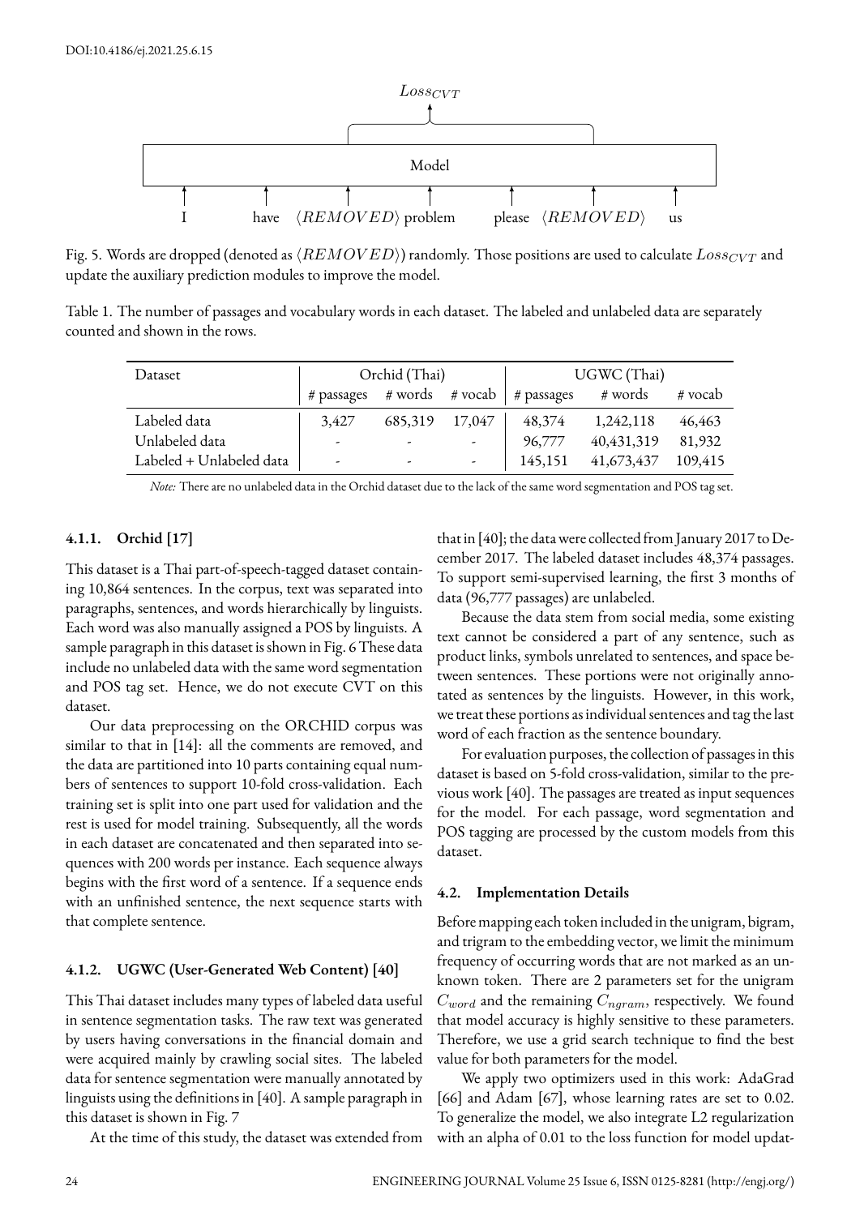Fig. 5. Words are dropped (denoted as $\langle REMOVED \rangle$) randomly. Those positions are used to calculate $Loss_{CVT}$ and update the auxiliary prediction modules to improve the model.

Table 1. The number of passages and vocabulary words in each dataset. The labeled and unlabeled data are separately counted and shown in the rows.

| Dataset | Orchid (Thai) | | | UGWC (Thai) | | |
|---|---|---|---|---|---|---|
| | # passages | # words | # vocab | # passages | # words | # vocab |
| Labeled data | 3,427 | 685,319 | 17,047 | 48,374 | 1,242,118 | 46,463 |
| Unlabeled data | - | - | - | 96,777 | 40,431,319 | 81,932 |
| Labeled + Unlabeled data | - | - | - | 145,151 | 41,673,437 | 109,415 |

*Note:* There are no unlabeled data in the Orchid dataset due to the lack of the same word segmentation and POS tag set.

#### 4.1.1. Orchid [17]

This dataset is a Thai part-of-speech-tagged dataset containing 10,864 sentences. In the corpus, text was separated into paragraphs, sentences, and words hierarchically by linguists. Each word was also manually assigned a POS by linguists. A sample paragraph in this dataset is shown in Fig. 6 These data include no unlabeled data with the same word segmentation and POS tag set. Hence, we do not execute CVT on this dataset.

Our data preprocessing on the ORCHID corpus was similar to that in [14]: all the comments are removed, and the data are partitioned into 10 parts containing equal numbers of sentences to support 10-fold cross-validation. Each training set is split into one part used for validation and the rest is used for model training. Subsequently, all the words in each dataset are concatenated and then separated into sequences with 200 words per instance. Each sequence always begins with the first word of a sentence. If a sequence ends with an unfinished sentence, the next sequence starts with that complete sentence.

#### 4.1.2. UGWC (User-Generated Web Content) [40]

This Thai dataset includes many types of labeled data useful in sentence segmentation tasks. The raw text was generated by users having conversations in the financial domain and were acquired mainly by crawling social sites. The labeled data for sentence segmentation were manually annotated by linguists using the definitions in [40]. A sample paragraph in this dataset is shown in Fig. 7

At the time of this study, the dataset was extended from that in [40]; the data were collected from January 2017 to December 2017. The labeled dataset includes 48,374 passages. To support semi-supervised learning, the first 3 months of data (96,777 passages) are unlabeled.

Because the data stem from social media, some existing text cannot be considered a part of any sentence, such as product links, symbols unrelated to sentences, and space between sentences. These portions were not originally annotated as sentences by the linguists. However, in this work, we treat these portions as individual sentences and tag the last word of each fraction as the sentence boundary.

For evaluation purposes, the collection of passages in this dataset is based on 5-fold cross-validation, similar to the previous work [40]. The passages are treated as input sequences for the model. For each passage, word segmentation and POS tagging are processed by the custom models from this dataset.

### 4.2. Implementation Details

Before mapping each token included in the unigram, bigram, and trigram to the embedding vector, we limit the minimum frequency of occurring words that are not marked as an unknown token. There are 2 parameters set for the unigram $C_{word}$ and the remaining $C_{ngram}$, respectively. We found that model accuracy is highly sensitive to these parameters. Therefore, we use a grid search technique to find the best value for both parameters for the model.

We apply two optimizers used in this work: AdaGrad [66] and Adam [67], whose learning rates are set to 0.02. To generalize the model, we also integrate L2 regularization with an alpha of 0.01 to the loss function for model updat-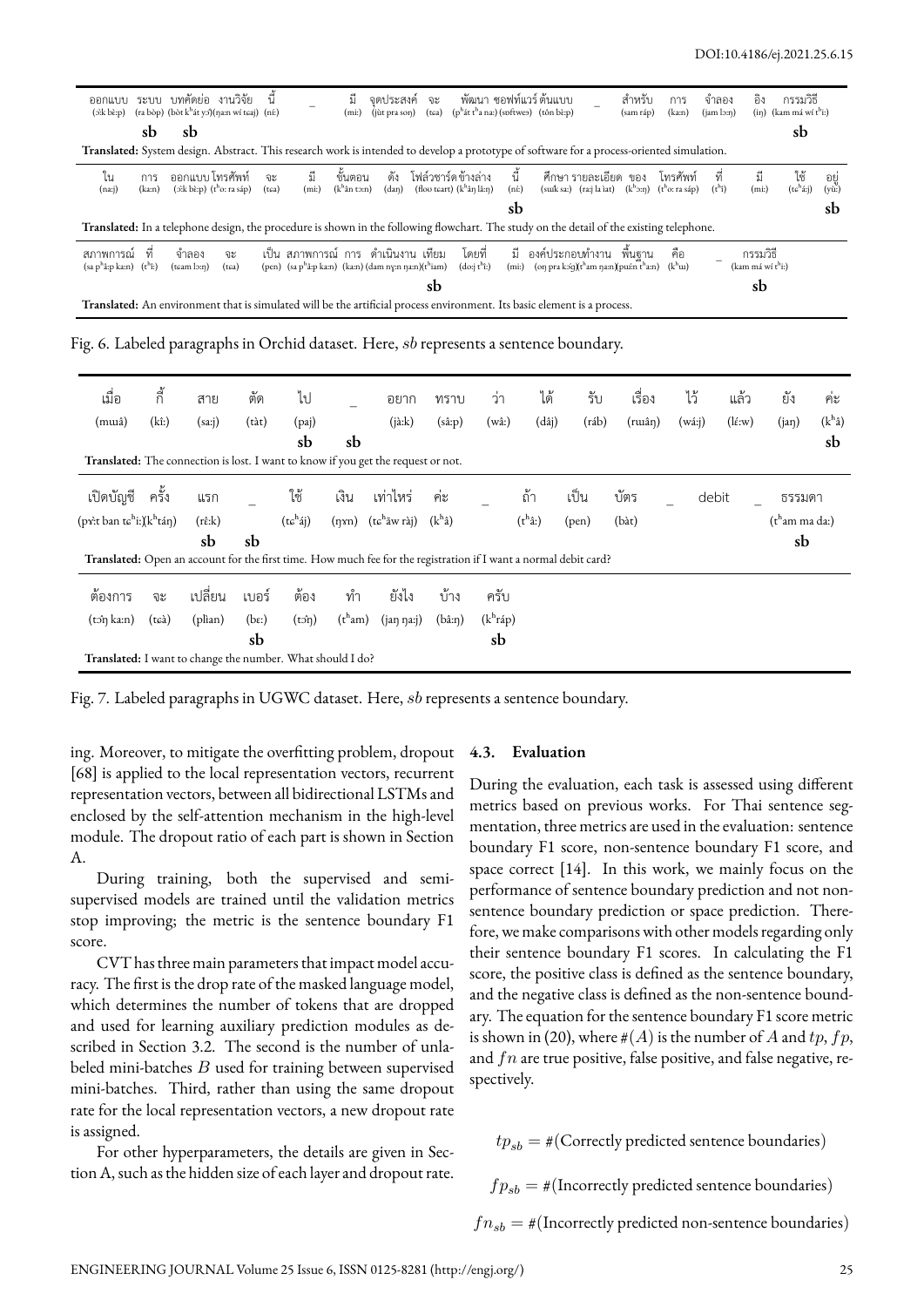| ออกแบบ | ระบบ | บทคัดย่อ | งานวิจัย | นี้ | _ | มี | จุดประสงค์ | จะ | พัฒนา ซอฟท์แวร์ ต้นแบบ | _ | สำหรับ | การ | จำลอง | อิง | กรรมวิธี |
|---|---|---|---|---|---|---|---|---|---|---|---|---|---|---|---|
| (ɔ̀ːk bɛ̀ːp) | (ra bòp) | (bòt kʰát yɔ̂ː) | (ŋaːn wí tɕaj) | (níː) | | (miː) | (tɕùt pra soŋ) | (tɕa) | (pʰát tʰa naː) (sɔftweːs) (tôn bɛ̀ːp) | | (sam ràp) | (kaːn) | (tɕam lɔːŋ) | (iŋ) | (kam má wí tʰiː) |
| | sb | sb | | | | | | | | | | | | | sb |

**Translated:** System design. Abstract. This research work is intended to develop a prototype of software for a process-oriented simulation.

| ใน | การ | ออกแบบ โทรศัพท์ | จะ | มี | ขั้นตอน | ดัง | โฟล์วชาร์ต ข้างล่าง | นี้ | ศึกษา รายละเอียด ของ | โทรศัพท์ | ที่ | มี | ใช้ | อยู่ |
|---|---|---|---|---|---|---|---|---|---|---|---|---|---|---|
| (naj) | (kaːn) | (ɔ̀ːk bɛ̀ːp) (tʰoː ra sáp) | (tɕa) | (miː) | (kʰân tɔːn) | (daŋ) | (floo tɕart) (kʰâŋ lâːŋ) | (níː) | (sùik saː) (raːj la ìat) (kʰɔ̌ːŋ) | (tʰoː ra sáp) | (tʰîː) | (miː) | (tɕʰáj) | (yùː) |
| | | | | | | | | sb | | | | | | sb |

**Translated:** In a telephone design, the procedure is shown in the following flowchart. The study on the detail of the existing telephone.

| สภาพการณ์ | ที่ | จำลอง | จะ | เป็น สภาพการณ์ การ ดำเนินงาน เทียม | โดยที่ | มี | องค์ประกอบทำงาน | พื้นฐาน | คือ | _ | กรรมวิธี |
|---|---|---|---|---|---|---|---|---|---|---|---|
| (sa pʰâːp kaːn) | (tʰîː) | (tɕam lɔːŋ) | (tɕa) | (pen) (sa pʰâːp kaːn) (kaːn) (dam nɣːn ŋaːn)(tʰiam) | (doːj tʰîː) | (miː) | (oŋ pra kɔ̀ːp)(tʰam ŋaːn) | (puɯ́n tʰaːn) | (kʰɯː) | | (kam má wí tʰiː) |
| | | | | sb | | | | | | | sb |

**Translated:** An environment that is simulated will be the artificial process environment. Its basic element is a process.

Fig. 6. Labeled paragraphs in Orchid dataset. Here, *sb* represents a sentence boundary.

| เมื่อ | กี้ | สาย | ตัด | ไป | _ | อยาก | ทราบ | ว่า | ได้ | รับ | เรื่อง | ไว้ | แล้ว | ยัง | ค่ะ |
|---|---|---|---|---|---|---|---|---|---|---|---|---|---|---|---|
| (mɯâ) | (kî:) | (sa:j) | (tàt) | (paj) | | (jà:k) | (sâ:p) | (wâ:) | (dâj) | (ráb) | (rɯâŋ) | (wá:j) | (lɛ́:w) | (jaŋ) | (kʰâ) |
| | | | | sb | sb | | | | | | | | | | sb |

**Translated:** The connection is lost. I want to know if you get the request or not.

| เปิดบัญชี | ครั้ง | แรก | _ | ใช้ | เงิน | เท่าไหร่ | ค่ะ | _ | ถ้า | เป็น | บัตร | _ | debit | _ | ธรรมดา |
|---|---|---|---|---|---|---|---|---|---|---|---|---|---|---|---|
| (pɤ̀ːt ban tɕʰiː)(kʰráŋ) | | (rɛ̂ːk) | | (tɕʰáj) | (ŋɤn) | (tɕʰâw ràj) | (kʰâ) | | (tʰâ:) | (pen) | (bàt) | | | | (tʰam ma da:) |
| | | sb | sb | | | | | | | | | | | | sb |

**Translated:** Open an account for the first time. How much fee for the registration if I want a normal debit card?

| ต้องการ | จะ | เปลี่ยน | เบอร์ | ต้อง | ทำ | ยังไง | บ้าง | ครับ |
|---|---|---|---|---|---|---|---|---|
| (tɔ̂ŋ ka:n) | (tɕà) | (plìan) | (bɤ:) | (tɔ̂ŋ) | (tʰam) | (jaŋ ŋa:j) | (bâːŋ) | (kʰráp) |
| | | | sb | | | | | sb |

**Translated:** I want to change the number. What should I do?

Fig. 7. Labeled paragraphs in UGWC dataset. Here, *sb* represents a sentence boundary.

ing. Moreover, to mitigate the overfitting problem, dropout [68] is applied to the local representation vectors, recurrent representation vectors, between all bidirectional LSTMs and enclosed by the self-attention mechanism in the high-level module. The dropout ratio of each part is shown in Section A.

During training, both the supervised and semi-supervised models are trained until the validation metrics stop improving; the metric is the sentence boundary F1 score.

CVT has three main parameters that impact model accuracy. The first is the drop rate of the masked language model, which determines the number of tokens that are dropped and used for learning auxiliary prediction modules as described in Section 3.2. The second is the number of unlabeled mini-batches $B$ used for training between supervised mini-batches. Third, rather than using the same dropout rate for the local representation vectors, a new dropout rate is assigned.

For other hyperparameters, the details are given in Section A, such as the hidden size of each layer and dropout rate.

### 4.3. Evaluation

During the evaluation, each task is assessed using different metrics based on previous works. For Thai sentence segmentation, three metrics are used in the evaluation: sentence boundary F1 score, non-sentence boundary F1 score, and space correct [14]. In this work, we mainly focus on the performance of sentence boundary prediction and not non-sentence boundary prediction or space prediction. Therefore, we make comparisons with other models regarding only their sentence boundary F1 scores. In calculating the F1 score, the positive class is defined as the sentence boundary, and the negative class is defined as the non-sentence boundary. The equation for the sentence boundary F1 score metric is shown in (20), where $\#(A)$ is the number of $A$ and $tp$, $fp$, and $fn$ are true positive, false positive, and false negative, respectively.

$$tp_{sb} = \#(\text{Correctly predicted sentence boundaries})$$

$$fp_{sb} = \#(\text{Incorrectly predicted sentence boundaries})$$

$$fn_{sb} = \#(\text{Incorrectly predicted non-sentence boundaries})$$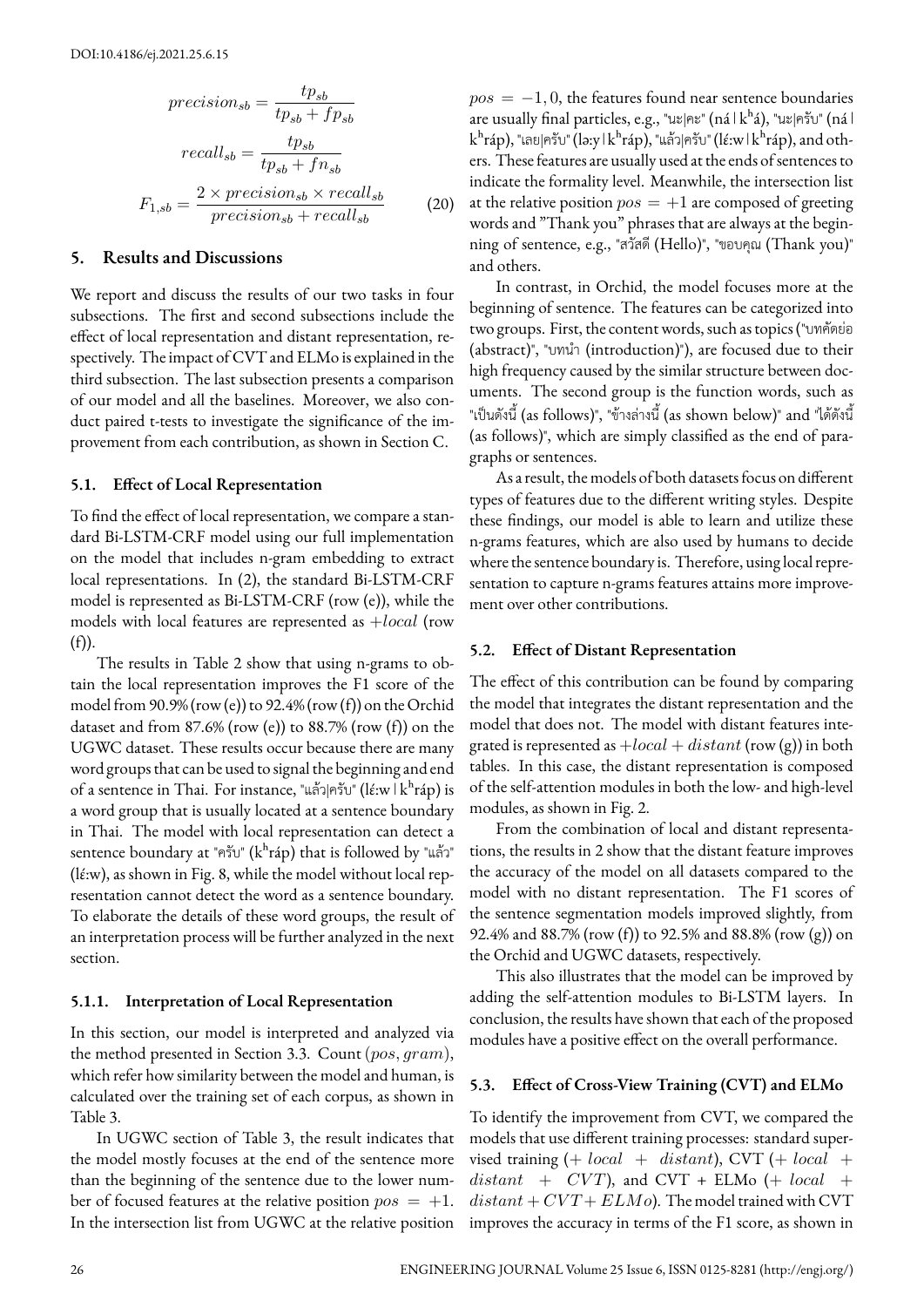DOI:10.4186/ej.2021.25.6.15

$$precision_{sb} = \frac{tp_{sb}}{tp_{sb} + fp_{sb}}$$

$$recall_{sb} = \frac{tp_{sb}}{tp_{sb} + fn_{sb}}$$

$$F_{1,sb} = \frac{2 \times precision_{sb} \times recall_{sb}}{precision_{sb} + recall_{sb}} \tag{20}$$

## 5. Results and Discussions

We report and discuss the results of our two tasks in four subsections. The first and second subsections include the effect of local representation and distant representation, respectively. The impact of CVT and ELMo is explained in the third subsection. The last subsection presents a comparison of our model and all the baselines. Moreover, we also conduct paired t-tests to investigate the significance of the improvement from each contribution, as shown in Section C.

### 5.1. Effect of Local Representation

To find the effect of local representation, we compare a standard Bi-LSTM-CRF model using our full implementation on the model that includes n-gram embedding to extract local representations. In (2), the standard Bi-LSTM-CRF model is represented as Bi-LSTM-CRF (row (e)), while the models with local features are represented as $+local$ (row (f)).

The results in Table 2 show that using n-grams to obtain the local representation improves the F1 score of the model from 90.9% (row (e)) to 92.4% (row (f)) on the Orchid dataset and from 87.6% (row (e)) to 88.7% (row (f)) on the UGWC dataset. These results occur because there are many word groups that can be used to signal the beginning and end of a sentence in Thai. For instance, "แล้ว|ครับ" (lɛ́:w | kʰráp) is a word group that is usually located at a sentence boundary in Thai. The model with local representation can detect a sentence boundary at "ครับ" (kʰráp) that is followed by "แล้ว" (lɛ́:w), as shown in Fig. 8, while the model without local representation cannot detect the word as a sentence boundary. To elaborate the details of these word groups, the result of an interpretation process will be further analyzed in the next section.

#### 5.1.1. Interpretation of Local Representation

In this section, our model is interpreted and analyzed via the method presented in Section 3.3. Count $(pos, gram)$, which refer how similarity between the model and human, is calculated over the training set of each corpus, as shown in Table 3.

In UGWC section of Table 3, the result indicates that the model mostly focuses at the end of the sentence more than the beginning of the sentence due to the lower number of focused features at the relative position $pos = +1$. In the intersection list from UGWC at the relative position $pos = -1, 0$, the features found near sentence boundaries are usually final particles, e.g., "นะ|คะ" (ná | kʰá), "นะ|ครับ" (ná | kʰráp), "เลย|ครับ" (lə:y | kʰráp), "แล้ว|ครับ" (lɛ́:w | kʰráp), and others. These features are usually used at the ends of sentences to indicate the formality level. Meanwhile, the intersection list at the relative position $pos = +1$ are composed of greeting words and "Thank you" phrases that are always at the beginning of sentence, e.g., "สวัสดี (Hello)", "ขอบคุณ (Thank you)" and others.

In contrast, in Orchid, the model focuses more at the beginning of sentence. The features can be categorized into two groups. First, the content words, such as topics ("บทคัดย่อ (abstract)", "บทนำ (introduction)"), are focused due to their high frequency caused by the similar structure between documents. The second group is the function words, such as "เป็นดังนี้ (as follows)", "ข้างล่างนี้ (as shown below)" and "ได้ดังนี้ (as follows)", which are simply classified as the end of paragraphs or sentences.

As a result, the models of both datasets focus on different types of features due to the different writing styles. Despite these findings, our model is able to learn and utilize these n-grams features, which are also used by humans to decide where the sentence boundary is. Therefore, using local representation to capture n-grams features attains more improvement over other contributions.

### 5.2. Effect of Distant Representation

The effect of this contribution can be found by comparing the model that integrates the distant representation and the model that does not. The model with distant features integrated is represented as $+local + distant$ (row (g)) in both tables. In this case, the distant representation is composed of the self-attention modules in both the low- and high-level modules, as shown in Fig. 2.

From the combination of local and distant representations, the results in 2 show that the distant feature improves the accuracy of the model on all datasets compared to the model with no distant representation. The F1 scores of the sentence segmentation models improved slightly, from 92.4% and 88.7% (row (f)) to 92.5% and 88.8% (row (g)) on the Orchid and UGWC datasets, respectively.

This also illustrates that the model can be improved by adding the self-attention modules to Bi-LSTM layers. In conclusion, the results have shown that each of the proposed modules have a positive effect on the overall performance.

### 5.3. Effect of Cross-View Training (CVT) and ELMo

To identify the improvement from CVT, we compared the models that use different training processes: standard supervised training ($+ \ local \ + \ distant$), CVT ($+ \ local \ + \ distant \ + \ CVT$), and CVT + ELMo ($+ \ local \ + \ distant + CVT + ELMo$). The model trained with CVT improves the accuracy in terms of the F1 score, as shown in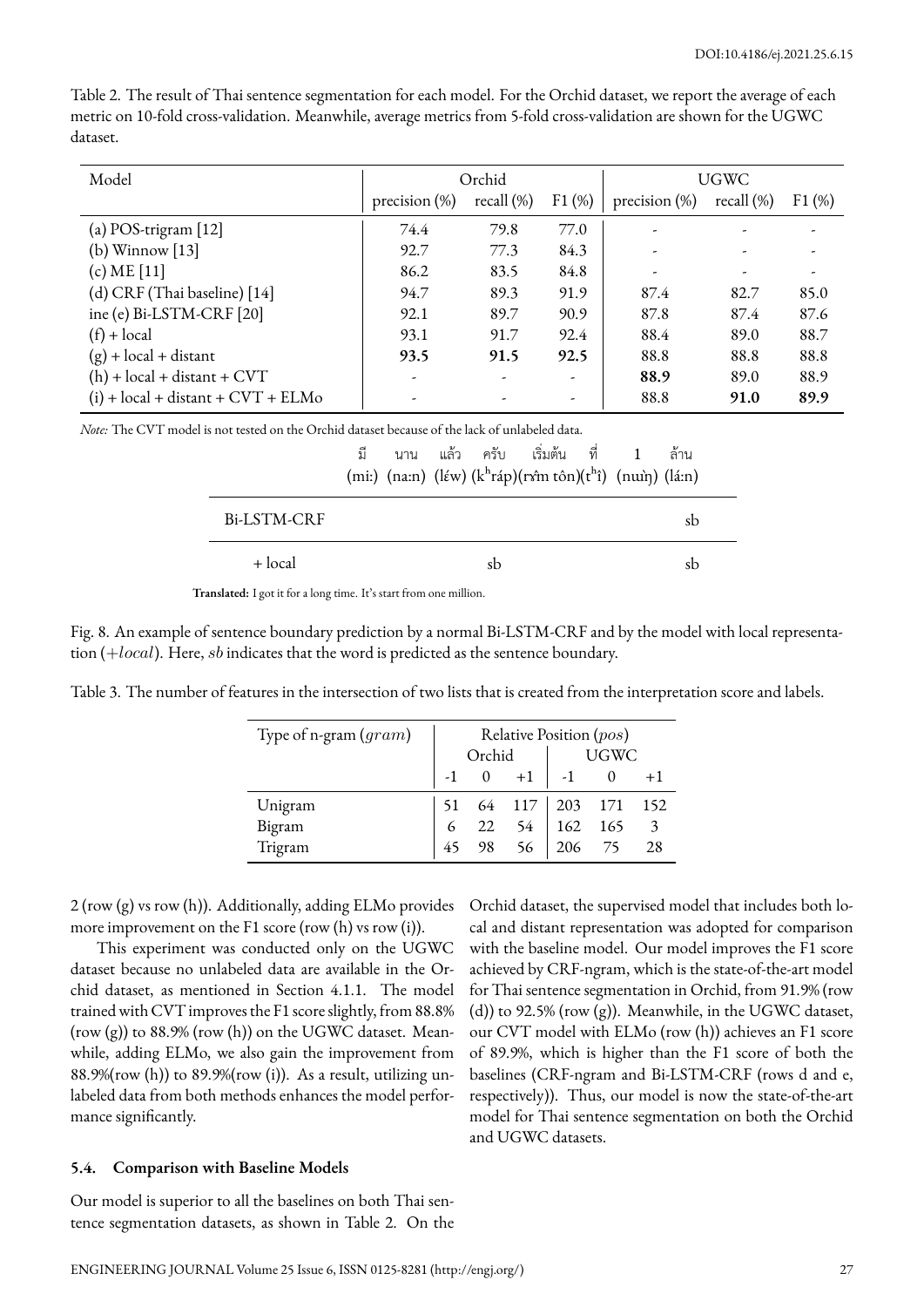Table 2. The result of Thai sentence segmentation for each model. For the Orchid dataset, we report the average of each metric on 10-fold cross-validation. Meanwhile, average metrics from 5-fold cross-validation are shown for the UGWC dataset.

| Model | Orchid | | | UGWC | | |
|---|---|---|---|---|---|---|
| | precision (%) | recall (%) | F1 (%) | precision (%) | recall (%) | F1 (%) |
| (a) POS-trigram [12] | 74.4 | 79.8 | 77.0 | - | - | - |
| (b) Winnow [13] | 92.7 | 77.3 | 84.3 | - | - | - |
| (c) ME [11] | 86.2 | 83.5 | 84.8 | - | - | - |
| (d) CRF (Thai baseline) [14] | 94.7 | 89.3 | 91.9 | 87.4 | 82.7 | 85.0 |
| ine (e) Bi-LSTM-CRF [20] | 92.1 | 89.7 | 90.9 | 87.8 | 87.4 | 87.6 |
| (f) + local | 93.1 | 91.7 | 92.4 | 88.4 | 89.0 | 88.7 |
| (g) + local + distant | **93.5** | **91.5** | **92.5** | 88.8 | 88.8 | 88.8 |
| (h) + local + distant + CVT | - | - | - | **88.9** | 89.0 | 88.9 |
| (i) + local + distant + CVT + ELMo | - | - | - | 88.8 | **91.0** | **89.9** |

*Note:* The CVT model is not tested on the Orchid dataset because of the lack of unlabeled data.

| | มี (miː) | นาน (naːn) | แล้ว (lɛ́w) | ครับ (kʰráp) | เริ่มต้น (rɤ̂m tôn) | ที่ (tʰî) | 1 (nɯ̀ŋ) | ล้าน (láːn) |
|---|---|---|---|---|---|---|---|---|
| Bi-LSTM-CRF | | | | | | | | sb |
| + local | | | | sb | | | | sb |

**Translated:** I got it for a long time. It's start from one million.

Fig. 8. An example of sentence boundary prediction by a normal Bi-LSTM-CRF and by the model with local representation ($+local$). Here, $sb$ indicates that the word is predicted as the sentence boundary.

Table 3. The number of features in the intersection of two lists that is created from the interpretation score and labels.

| Type of n-gram ($gram$) | Relative Position ($pos$) | | | | | |
|---|---|---|---|---|---|---|
| | Orchid | | | UGWC | | |
| | -1 | 0 | +1 | -1 | 0 | +1 |
| Unigram | 51 | 64 | 117 | 203 | 171 | 152 |
| Bigram | 6 | 22 | 54 | 162 | 165 | 3 |
| Trigram | 45 | 98 | 56 | 206 | 75 | 28 |

2 (row (g) vs row (h)). Additionally, adding ELMo provides more improvement on the F1 score (row (h) vs row (i)).

This experiment was conducted only on the UGWC dataset because no unlabeled data are available in the Orchid dataset, as mentioned in Section 4.1.1. The model trained with CVT improves the F1 score slightly, from 88.8% (row (g)) to 88.9% (row (h)) on the UGWC dataset. Meanwhile, adding ELMo, we also gain the improvement from 88.9%(row (h)) to 89.9%(row (i)). As a result, utilizing unlabeled data from both methods enhances the model performance significantly.

### 5.4. Comparison with Baseline Models

Our model is superior to all the baselines on both Thai sentence segmentation datasets, as shown in Table 2. On the Orchid dataset, the supervised model that includes both local and distant representation was adopted for comparison with the baseline model. Our model improves the F1 score achieved by CRF-ngram, which is the state-of-the-art model for Thai sentence segmentation in Orchid, from 91.9% (row (d)) to 92.5% (row (g)). Meanwhile, in the UGWC dataset, our CVT model with ELMo (row (h)) achieves an F1 score of 89.9%, which is higher than the F1 score of both the baselines (CRF-ngram and Bi-LSTM-CRF (rows d and e, respectively)). Thus, our model is now the state-of-the-art model for Thai sentence segmentation on both the Orchid and UGWC datasets.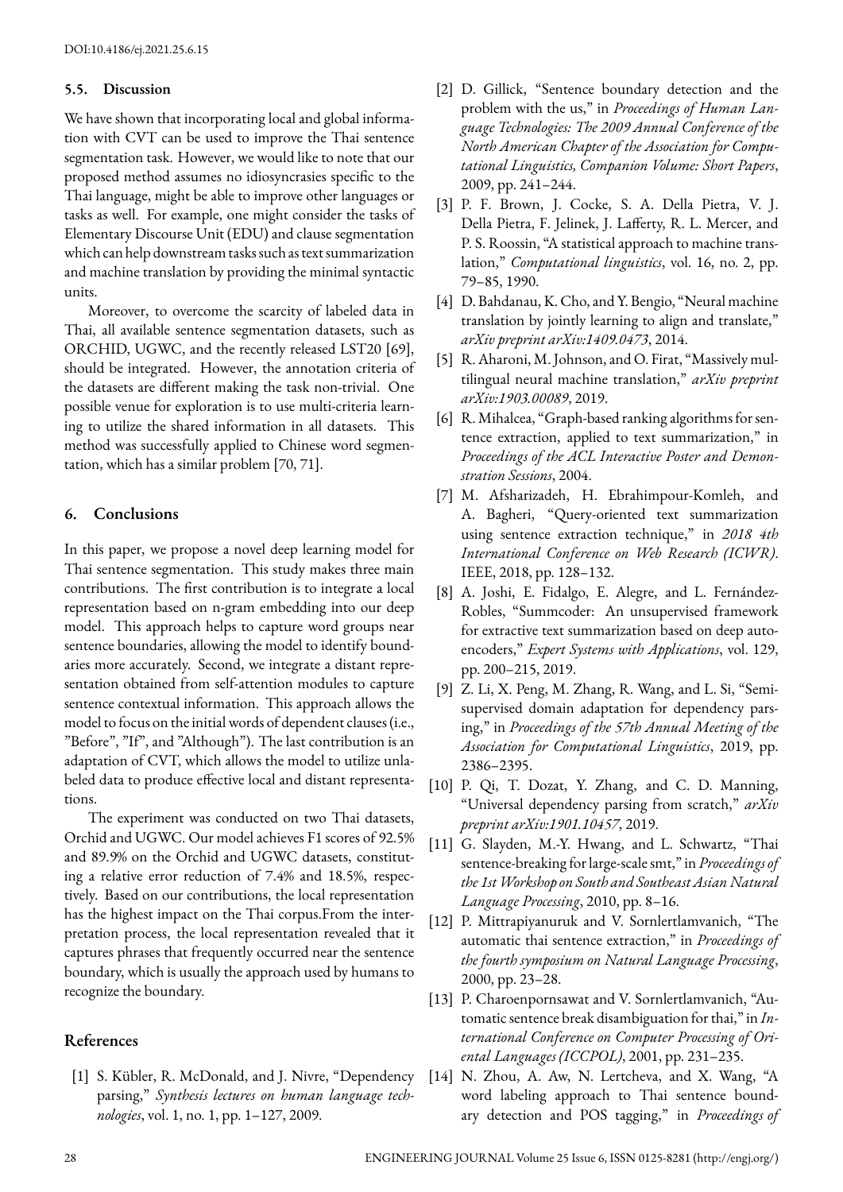### 5.5. Discussion

We have shown that incorporating local and global information with CVT can be used to improve the Thai sentence segmentation task. However, we would like to note that our proposed method assumes no idiosyncrasies specific to the Thai language, might be able to improve other languages or tasks as well. For example, one might consider the tasks of Elementary Discourse Unit (EDU) and clause segmentation which can help downstream tasks such as text summarization and machine translation by providing the minimal syntactic units.

Moreover, to overcome the scarcity of labeled data in Thai, all available sentence segmentation datasets, such as ORCHID, UGWC, and the recently released LST20 [69], should be integrated. However, the annotation criteria of the datasets are different making the task non-trivial. One possible venue for exploration is to use multi-criteria learning to utilize the shared information in all datasets. This method was successfully applied to Chinese word segmentation, which has a similar problem [70, 71].

## 6. Conclusions

In this paper, we propose a novel deep learning model for Thai sentence segmentation. This study makes three main contributions. The first contribution is to integrate a local representation based on n-gram embedding into our deep model. This approach helps to capture word groups near sentence boundaries, allowing the model to identify boundaries more accurately. Second, we integrate a distant representation obtained from self-attention modules to capture sentence contextual information. This approach allows the model to focus on the initial words of dependent clauses (i.e., "Before", "If", and "Although"). The last contribution is an adaptation of CVT, which allows the model to utilize unlabeled data to produce effective local and distant representations.

The experiment was conducted on two Thai datasets, Orchid and UGWC. Our model achieves F1 scores of 92.5% and 89.9% on the Orchid and UGWC datasets, constituting a relative error reduction of 7.4% and 18.5%, respectively. Based on our contributions, the local representation has the highest impact on the Thai corpus.From the interpretation process, the local representation revealed that it captures phrases that frequently occurred near the sentence boundary, which is usually the approach used by humans to recognize the boundary.

## References

[1] S. Kübler, R. McDonald, and J. Nivre, "Dependency parsing," *Synthesis lectures on human language technologies*, vol. 1, no. 1, pp. 1–127, 2009.

[2] D. Gillick, "Sentence boundary detection and the problem with the us," in *Proceedings of Human Language Technologies: The 2009 Annual Conference of the North American Chapter of the Association for Computational Linguistics, Companion Volume: Short Papers*, 2009, pp. 241–244.

[3] P. F. Brown, J. Cocke, S. A. Della Pietra, V. J. Della Pietra, F. Jelinek, J. Lafferty, R. L. Mercer, and P. S. Roossin, "A statistical approach to machine translation," *Computational linguistics*, vol. 16, no. 2, pp. 79–85, 1990.

[4] D. Bahdanau, K. Cho, and Y. Bengio, "Neural machine translation by jointly learning to align and translate," *arXiv preprint arXiv:1409.0473*, 2014.

[5] R. Aharoni, M. Johnson, and O. Firat, "Massively multilingual neural machine translation," *arXiv preprint arXiv:1903.00089*, 2019.

[6] R. Mihalcea, "Graph-based ranking algorithms for sentence extraction, applied to text summarization," in *Proceedings of the ACL Interactive Poster and Demonstration Sessions*, 2004.

[7] M. Afsharizadeh, H. Ebrahimpour-Komleh, and A. Bagheri, "Query-oriented text summarization using sentence extraction technique," in *2018 4th International Conference on Web Research (ICWR)*. IEEE, 2018, pp. 128–132.

[8] A. Joshi, E. Fidalgo, E. Alegre, and L. Fernández-Robles, "Summcoder: An unsupervised framework for extractive text summarization based on deep auto-encoders," *Expert Systems with Applications*, vol. 129, pp. 200–215, 2019.

[9] Z. Li, X. Peng, M. Zhang, R. Wang, and L. Si, "Semi-supervised domain adaptation for dependency parsing," in *Proceedings of the 57th Annual Meeting of the Association for Computational Linguistics*, 2019, pp. 2386–2395.

[10] P. Qi, T. Dozat, Y. Zhang, and C. D. Manning, "Universal dependency parsing from scratch," *arXiv preprint arXiv:1901.10457*, 2019.

[11] G. Slayden, M.-Y. Hwang, and L. Schwartz, "Thai sentence-breaking for large-scale smt," in *Proceedings of the 1st Workshop on South and Southeast Asian Natural Language Processing*, 2010, pp. 8–16.

[12] P. Mittrapiyanuruk and V. Sornlertlamvanich, "The automatic thai sentence extraction," in *Proceedings of the fourth symposium on Natural Language Processing*, 2000, pp. 23–28.

[13] P. Charoenpornsawat and V. Sornlertlamvanich, "Automatic sentence break disambiguation for thai," in *International Conference on Computer Processing of Oriental Languages (ICCPOL)*, 2001, pp. 231–235.

[14] N. Zhou, A. Aw, N. Lertcheva, and X. Wang, "A word labeling approach to Thai sentence boundary detection and POS tagging," in *Proceedings of*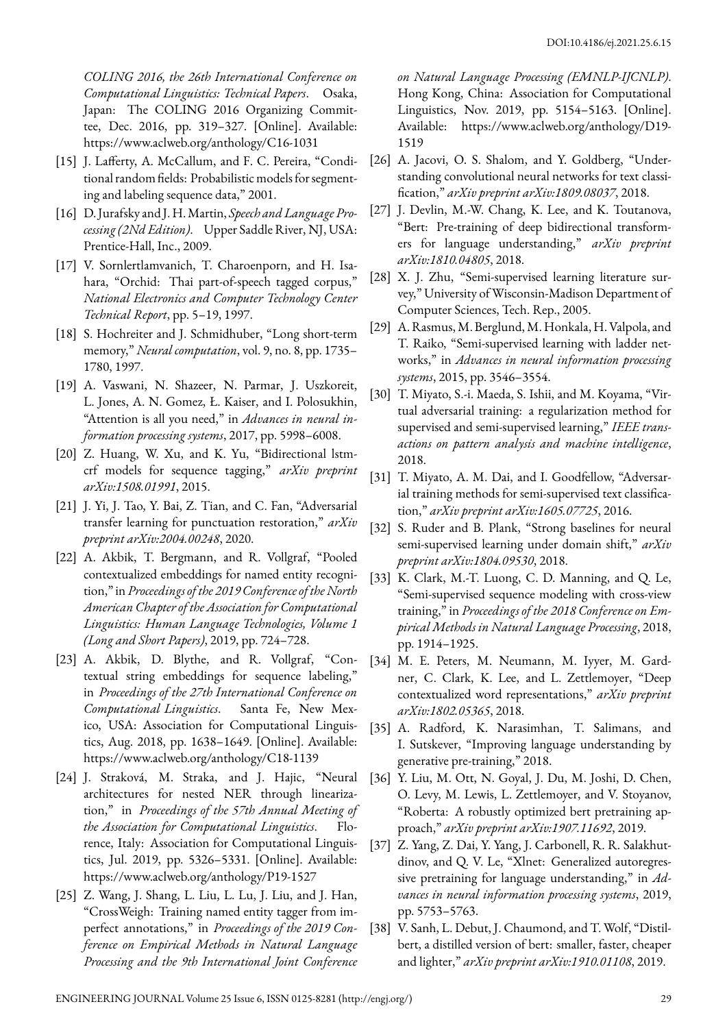*COLING 2016, the 26th International Conference on Computational Linguistics: Technical Papers*. Osaka, Japan: The COLING 2016 Organizing Committee, Dec. 2016, pp. 319–327. [Online]. Available: https://www.aclweb.org/anthology/C16-1031

[15] J. Lafferty, A. McCallum, and F. C. Pereira, "Conditional random fields: Probabilistic models for segmenting and labeling sequence data," 2001.

[16] D. Jurafsky and J. H. Martin, *Speech and Language Processing (2Nd Edition)*. Upper Saddle River, NJ, USA: Prentice-Hall, Inc., 2009.

[17] V. Sornlertlamvanich, T. Charoenporn, and H. Isahara, "Orchid: Thai part-of-speech tagged corpus," *National Electronics and Computer Technology Center Technical Report*, pp. 5–19, 1997.

[18] S. Hochreiter and J. Schmidhuber, "Long short-term memory," *Neural computation*, vol. 9, no. 8, pp. 1735–1780, 1997.

[19] A. Vaswani, N. Shazeer, N. Parmar, J. Uszkoreit, L. Jones, A. N. Gomez, Ł. Kaiser, and I. Polosukhin, "Attention is all you need," in *Advances in neural information processing systems*, 2017, pp. 5998–6008.

[20] Z. Huang, W. Xu, and K. Yu, "Bidirectional lstm-crf models for sequence tagging," *arXiv preprint arXiv:1508.01991*, 2015.

[21] J. Yi, J. Tao, Y. Bai, Z. Tian, and C. Fan, "Adversarial transfer learning for punctuation restoration," *arXiv preprint arXiv:2004.00248*, 2020.

[22] A. Akbik, T. Bergmann, and R. Vollgraf, "Pooled contextualized embeddings for named entity recognition," in *Proceedings of the 2019 Conference of the North American Chapter of the Association for Computational Linguistics: Human Language Technologies, Volume 1 (Long and Short Papers)*, 2019, pp. 724–728.

[23] A. Akbik, D. Blythe, and R. Vollgraf, "Contextual string embeddings for sequence labeling," in *Proceedings of the 27th International Conference on Computational Linguistics*. Santa Fe, New Mexico, USA: Association for Computational Linguistics, Aug. 2018, pp. 1638–1649. [Online]. Available: https://www.aclweb.org/anthology/C18-1139

[24] J. Straková, M. Straka, and J. Hajic, "Neural architectures for nested NER through linearization," in *Proceedings of the 57th Annual Meeting of the Association for Computational Linguistics*. Florence, Italy: Association for Computational Linguistics, Jul. 2019, pp. 5326–5331. [Online]. Available: https://www.aclweb.org/anthology/P19-1527

[25] Z. Wang, J. Shang, L. Liu, L. Lu, J. Liu, and J. Han, "CrossWeigh: Training named entity tagger from imperfect annotations," in *Proceedings of the 2019 Conference on Empirical Methods in Natural Language Processing and the 9th International Joint Conference on Natural Language Processing (EMNLP-IJCNLP)*. Hong Kong, China: Association for Computational Linguistics, Nov. 2019, pp. 5154–5163. [Online]. Available: https://www.aclweb.org/anthology/D19-1519

[26] A. Jacovi, O. S. Shalom, and Y. Goldberg, "Understanding convolutional neural networks for text classification," *arXiv preprint arXiv:1809.08037*, 2018.

[27] J. Devlin, M.-W. Chang, K. Lee, and K. Toutanova, "Bert: Pre-training of deep bidirectional transformers for language understanding," *arXiv preprint arXiv:1810.04805*, 2018.

[28] X. J. Zhu, "Semi-supervised learning literature survey," University of Wisconsin-Madison Department of Computer Sciences, Tech. Rep., 2005.

[29] A. Rasmus, M. Berglund, M. Honkala, H. Valpola, and T. Raiko, "Semi-supervised learning with ladder networks," in *Advances in neural information processing systems*, 2015, pp. 3546–3554.

[30] T. Miyato, S.-i. Maeda, S. Ishii, and M. Koyama, "Virtual adversarial training: a regularization method for supervised and semi-supervised learning," *IEEE transactions on pattern analysis and machine intelligence*, 2018.

[31] T. Miyato, A. M. Dai, and I. Goodfellow, "Adversarial training methods for semi-supervised text classification," *arXiv preprint arXiv:1605.07725*, 2016.

[32] S. Ruder and B. Plank, "Strong baselines for neural semi-supervised learning under domain shift," *arXiv preprint arXiv:1804.09530*, 2018.

[33] K. Clark, M.-T. Luong, C. D. Manning, and Q. Le, "Semi-supervised sequence modeling with cross-view training," in *Proceedings of the 2018 Conference on Empirical Methods in Natural Language Processing*, 2018, pp. 1914–1925.

[34] M. E. Peters, M. Neumann, M. Iyyer, M. Gardner, C. Clark, K. Lee, and L. Zettlemoyer, "Deep contextualized word representations," *arXiv preprint arXiv:1802.05365*, 2018.

[35] A. Radford, K. Narasimhan, T. Salimans, and I. Sutskever, "Improving language understanding by generative pre-training," 2018.

[36] Y. Liu, M. Ott, N. Goyal, J. Du, M. Joshi, D. Chen, O. Levy, M. Lewis, L. Zettlemoyer, and V. Stoyanov, "Roberta: A robustly optimized bert pretraining approach," *arXiv preprint arXiv:1907.11692*, 2019.

[37] Z. Yang, Z. Dai, Y. Yang, J. Carbonell, R. R. Salakhutdinov, and Q. V. Le, "Xlnet: Generalized autoregressive pretraining for language understanding," in *Advances in neural information processing systems*, 2019, pp. 5753–5763.

[38] V. Sanh, L. Debut, J. Chaumond, and T. Wolf, "Distilbert, a distilled version of bert: smaller, faster, cheaper and lighter," *arXiv preprint arXiv:1910.01108*, 2019.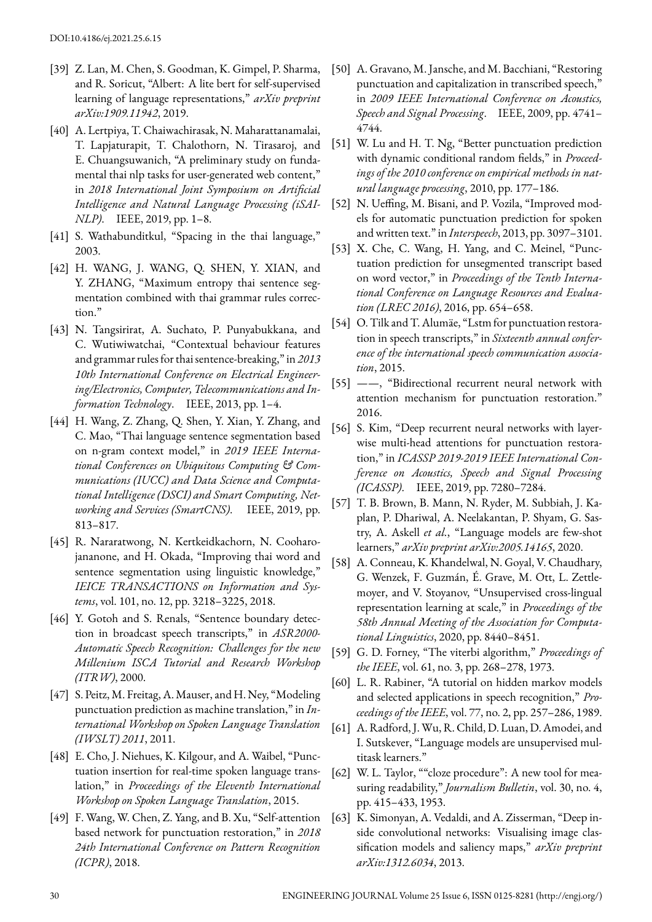[39] Z. Lan, M. Chen, S. Goodman, K. Gimpel, P. Sharma, and R. Soricut, "Albert: A lite bert for self-supervised learning of language representations," *arXiv preprint arXiv:1909.11942*, 2019.

[40] A. Lertpiya, T. Chaiwachirasak, N. Maharattanamalai, T. Lapjaturapit, T. Chalothorn, N. Tirasaroj, and E. Chuangsuwanich, "A preliminary study on fundamental thai nlp tasks for user-generated web content," in *2018 International Joint Symposium on Artificial Intelligence and Natural Language Processing (iSAI-NLP)*. IEEE, 2019, pp. 1–8.

[41] S. Wathabunditkul, "Spacing in the thai language," 2003.

[42] H. WANG, J. WANG, Q. SHEN, Y. XIAN, and Y. ZHANG, "Maximum entropy thai sentence segmentation combined with thai grammar rules correction."

[43] N. Tangsirirat, A. Suchato, P. Punyabukkana, and C. Wutiwiwatchai, "Contextual behaviour features and grammar rules for thai sentence-breaking," in *2013 10th International Conference on Electrical Engineering/Electronics, Computer, Telecommunications and Information Technology*. IEEE, 2013, pp. 1–4.

[44] H. Wang, Z. Zhang, Q. Shen, Y. Xian, Y. Zhang, and C. Mao, "Thai language sentence segmentation based on n-gram context model," in *2019 IEEE International Conferences on Ubiquitous Computing & Communications (IUCC) and Data Science and Computational Intelligence (DSCI) and Smart Computing, Networking and Services (SmartCNS)*. IEEE, 2019, pp. 813–817.

[45] R. Nararatwong, N. Kertkeidkachorn, N. Cooharojananone, and H. Okada, "Improving thai word and sentence segmentation using linguistic knowledge," *IEICE TRANSACTIONS on Information and Systems*, vol. 101, no. 12, pp. 3218–3225, 2018.

[46] Y. Gotoh and S. Renals, "Sentence boundary detection in broadcast speech transcripts," in *ASR2000-Automatic Speech Recognition: Challenges for the new Millenium ISCA Tutorial and Research Workshop (ITRW)*, 2000.

[47] S. Peitz, M. Freitag, A. Mauser, and H. Ney, "Modeling punctuation prediction as machine translation," in *International Workshop on Spoken Language Translation (IWSLT) 2011*, 2011.

[48] E. Cho, J. Niehues, K. Kilgour, and A. Waibel, "Punctuation insertion for real-time spoken language translation," in *Proceedings of the Eleventh International Workshop on Spoken Language Translation*, 2015.

[49] F. Wang, W. Chen, Z. Yang, and B. Xu, "Self-attention based network for punctuation restoration," in *2018 24th International Conference on Pattern Recognition (ICPR)*, 2018.

[50] A. Gravano, M. Jansche, and M. Bacchiani, "Restoring punctuation and capitalization in transcribed speech," in *2009 IEEE International Conference on Acoustics, Speech and Signal Processing*. IEEE, 2009, pp. 4741–4744.

[51] W. Lu and H. T. Ng, "Better punctuation prediction with dynamic conditional random fields," in *Proceedings of the 2010 conference on empirical methods in natural language processing*, 2010, pp. 177–186.

[52] N. Ueffing, M. Bisani, and P. Vozila, "Improved models for automatic punctuation prediction for spoken and written text." in *Interspeech*, 2013, pp. 3097–3101.

[53] X. Che, C. Wang, H. Yang, and C. Meinel, "Punctuation prediction for unsegmented transcript based on word vector," in *Proceedings of the Tenth International Conference on Language Resources and Evaluation (LREC 2016)*, 2016, pp. 654–658.

[54] O. Tilk and T. Alumäe, "Lstm for punctuation restoration in speech transcripts," in *Sixteenth annual conference of the international speech communication association*, 2015.

[55] ——, "Bidirectional recurrent neural network with attention mechanism for punctuation restoration." 2016.

[56] S. Kim, "Deep recurrent neural networks with layer-wise multi-head attentions for punctuation restoration," in *ICASSP 2019-2019 IEEE International Conference on Acoustics, Speech and Signal Processing (ICASSP)*. IEEE, 2019, pp. 7280–7284.

[57] T. B. Brown, B. Mann, N. Ryder, M. Subbiah, J. Kaplan, P. Dhariwal, A. Neelakantan, P. Shyam, G. Sastry, A. Askell *et al.*, "Language models are few-shot learners," *arXiv preprint arXiv:2005.14165*, 2020.

[58] A. Conneau, K. Khandelwal, N. Goyal, V. Chaudhary, G. Wenzek, F. Guzmán, É. Grave, M. Ott, L. Zettlemoyer, and V. Stoyanov, "Unsupervised cross-lingual representation learning at scale," in *Proceedings of the 58th Annual Meeting of the Association for Computational Linguistics*, 2020, pp. 8440–8451.

[59] G. D. Forney, "The viterbi algorithm," *Proceedings of the IEEE*, vol. 61, no. 3, pp. 268–278, 1973.

[60] L. R. Rabiner, "A tutorial on hidden markov models and selected applications in speech recognition," *Proceedings of the IEEE*, vol. 77, no. 2, pp. 257–286, 1989.

[61] A. Radford, J. Wu, R. Child, D. Luan, D. Amodei, and I. Sutskever, "Language models are unsupervised multitask learners."

[62] W. L. Taylor, ""cloze procedure": A new tool for measuring readability," *Journalism Bulletin*, vol. 30, no. 4, pp. 415–433, 1953.

[63] K. Simonyan, A. Vedaldi, and A. Zisserman, "Deep inside convolutional networks: Visualising image classification models and saliency maps," *arXiv preprint arXiv:1312.6034*, 2013.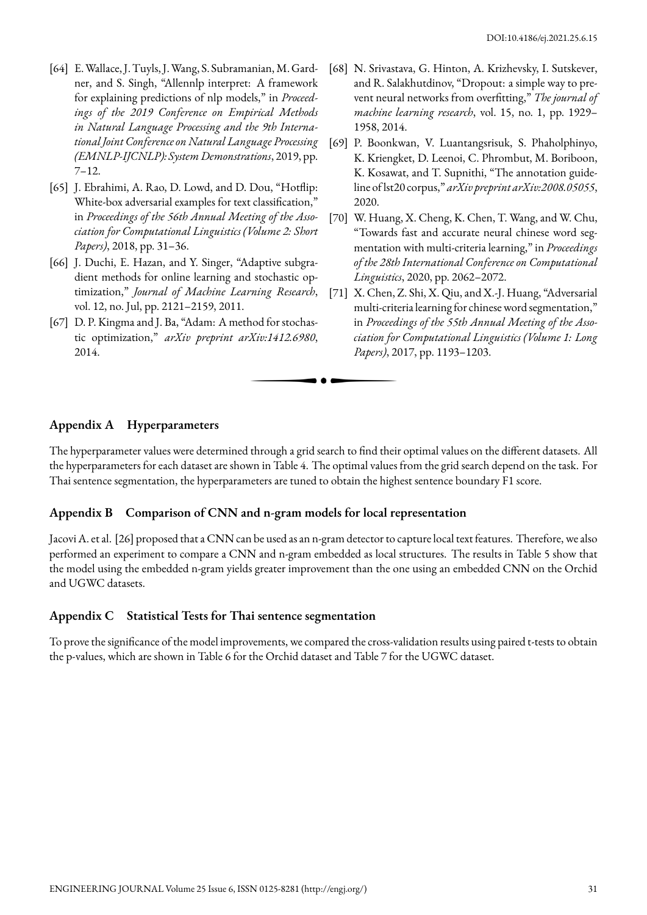[64] E. Wallace, J. Tuyls, J. Wang, S. Subramanian, M. Gardner, and S. Singh, "Allennlp interpret: A framework for explaining predictions of nlp models," in *Proceedings of the 2019 Conference on Empirical Methods in Natural Language Processing and the 9th International Joint Conference on Natural Language Processing (EMNLP-IJCNLP): System Demonstrations*, 2019, pp. 7–12.

[65] J. Ebrahimi, A. Rao, D. Lowd, and D. Dou, "Hotflip: White-box adversarial examples for text classification," in *Proceedings of the 56th Annual Meeting of the Association for Computational Linguistics (Volume 2: Short Papers)*, 2018, pp. 31–36.

[66] J. Duchi, E. Hazan, and Y. Singer, "Adaptive subgradient methods for online learning and stochastic optimization," *Journal of Machine Learning Research*, vol. 12, no. Jul, pp. 2121–2159, 2011.

[67] D. P. Kingma and J. Ba, "Adam: A method for stochastic optimization," *arXiv preprint arXiv:1412.6980*, 2014.

[68] N. Srivastava, G. Hinton, A. Krizhevsky, I. Sutskever, and R. Salakhutdinov, "Dropout: a simple way to prevent neural networks from overfitting," *The journal of machine learning research*, vol. 15, no. 1, pp. 1929–1958, 2014.

[69] P. Boonkwan, V. Luantangsrisuk, S. Phaholphinyo, K. Kriengket, D. Leenoi, C. Phrombut, M. Boriboon, K. Kosawat, and T. Supnithi, "The annotation guideline of lst20 corpus," *arXiv preprint arXiv:2008.05055*, 2020.

[70] W. Huang, X. Cheng, K. Chen, T. Wang, and W. Chu, "Towards fast and accurate neural chinese word segmentation with multi-criteria learning," in *Proceedings of the 28th International Conference on Computational Linguistics*, 2020, pp. 2062–2072.

[71] X. Chen, Z. Shi, X. Qiu, and X.-J. Huang, "Adversarial multi-criteria learning for chinese word segmentation," in *Proceedings of the 55th Annual Meeting of the Association for Computational Linguistics (Volume 1: Long Papers)*, 2017, pp. 1193–1203.

## Appendix A Hyperparameters

The hyperparameter values were determined through a grid search to find their optimal values on the different datasets. All the hyperparameters for each dataset are shown in Table 4. The optimal values from the grid search depend on the task. For Thai sentence segmentation, the hyperparameters are tuned to obtain the highest sentence boundary F1 score.

## Appendix B Comparison of CNN and n-gram models for local representation

Jacovi A. et al. [26] proposed that a CNN can be used as an n-gram detector to capture local text features. Therefore, we also performed an experiment to compare a CNN and n-gram embedded as local structures. The results in Table 5 show that the model using the embedded n-gram yields greater improvement than the one using an embedded CNN on the Orchid and UGWC datasets.

## Appendix C Statistical Tests for Thai sentence segmentation

To prove the significance of the model improvements, we compared the cross-validation results using paired t-tests to obtain the p-values, which are shown in Table 6 for the Orchid dataset and Table 7 for the UGWC dataset.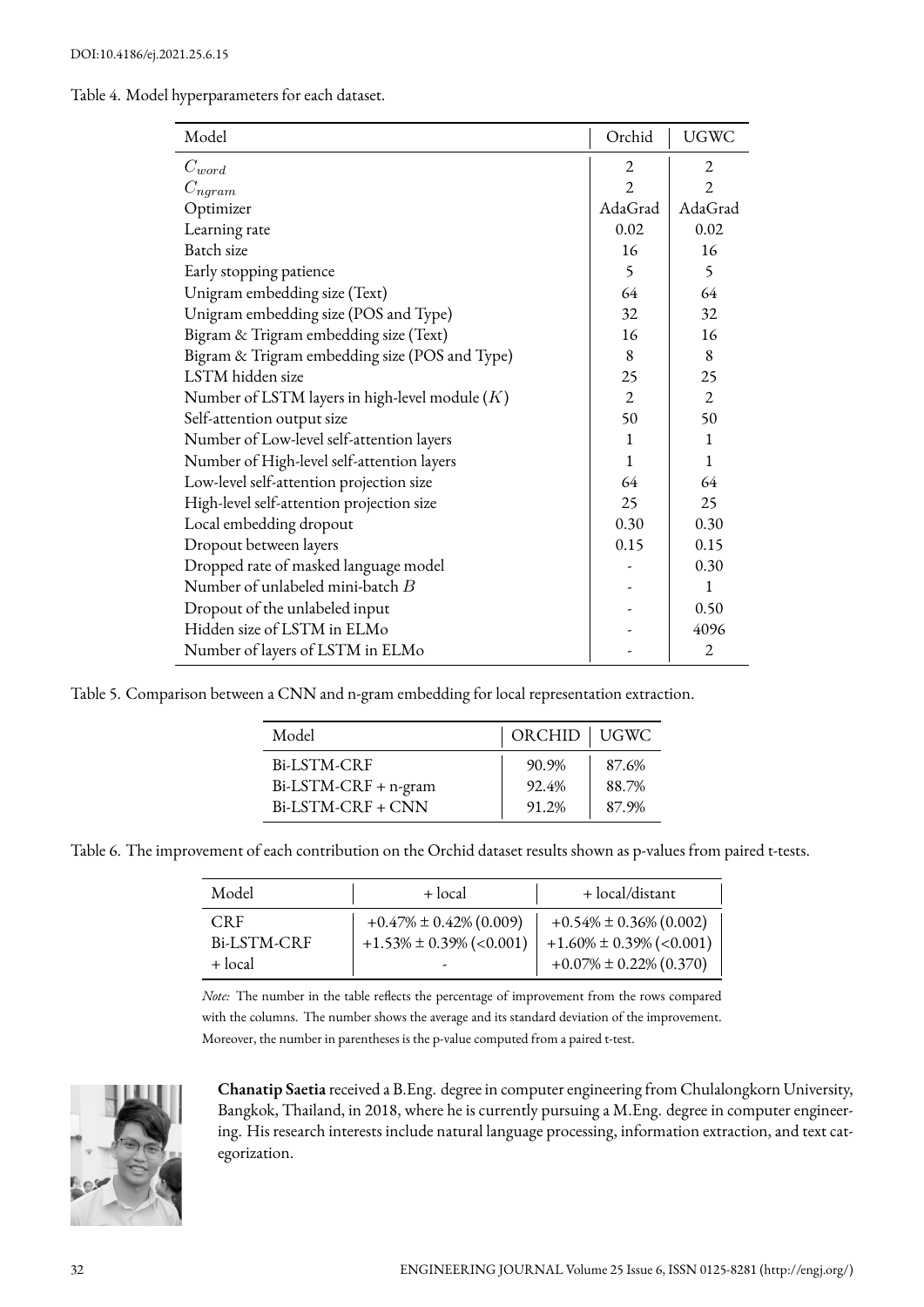Table 4. Model hyperparameters for each dataset.

| Model | Orchid | UGWC |
|---|---|---|
| $C_{word}$ | 2 | 2 |
| $C_{ngram}$ | 2 | 2 |
| Optimizer | AdaGrad | AdaGrad |
| Learning rate | 0.02 | 0.02 |
| Batch size | 16 | 16 |
| Early stopping patience | 5 | 5 |
| Unigram embedding size (Text) | 64 | 64 |
| Unigram embedding size (POS and Type) | 32 | 32 |
| Bigram & Trigram embedding size (Text) | 16 | 16 |
| Bigram & Trigram embedding size (POS and Type) | 8 | 8 |
| LSTM hidden size | 25 | 25 |
| Number of LSTM layers in high-level module ($K$) | 2 | 2 |
| Self-attention output size | 50 | 50 |
| Number of Low-level self-attention layers | 1 | 1 |
| Number of High-level self-attention layers | 1 | 1 |
| Low-level self-attention projection size | 64 | 64 |
| High-level self-attention projection size | 25 | 25 |
| Local embedding dropout | 0.30 | 0.30 |
| Dropout between layers | 0.15 | 0.15 |
| Dropped rate of masked language model | - | 0.30 |
| Number of unlabeled mini-batch $B$ | - | 1 |
| Dropout of the unlabeled input | - | 0.50 |
| Hidden size of LSTM in ELMo | - | 4096 |
| Number of layers of LSTM in ELMo | - | 2 |

Table 5. Comparison between a CNN and n-gram embedding for local representation extraction.

| Model | ORCHID | UGWC |
|---|---|---|
| Bi-LSTM-CRF | 90.9% | 87.6% |
| Bi-LSTM-CRF + n-gram | 92.4% | 88.7% |
| Bi-LSTM-CRF + CNN | 91.2% | 87.9% |

Table 6. The improvement of each contribution on the Orchid dataset results shown as p-values from paired t-tests.

| Model | + local | + local/distant |
|---|---|---|
| CRF | +0.47% ± 0.42% (0.009) | +0.54% ± 0.36% (0.002) |
| Bi-LSTM-CRF | +1.53% ± 0.39% (<0.001) | +1.60% ± 0.39% (<0.001) |
| + local | - | +0.07% ± 0.22% (0.370) |

*Note:* The number in the table reflects the percentage of improvement from the rows compared with the columns. The number shows the average and its standard deviation of the improvement. Moreover, the number in parentheses is the p-value computed from a paired t-test.

**Chanatip Saetia** received a B.Eng. degree in computer engineering from Chulalongkorn University, Bangkok, Thailand, in 2018, where he is currently pursuing a M.Eng. degree in computer engineering. His research interests include natural language processing, information extraction, and text categorization.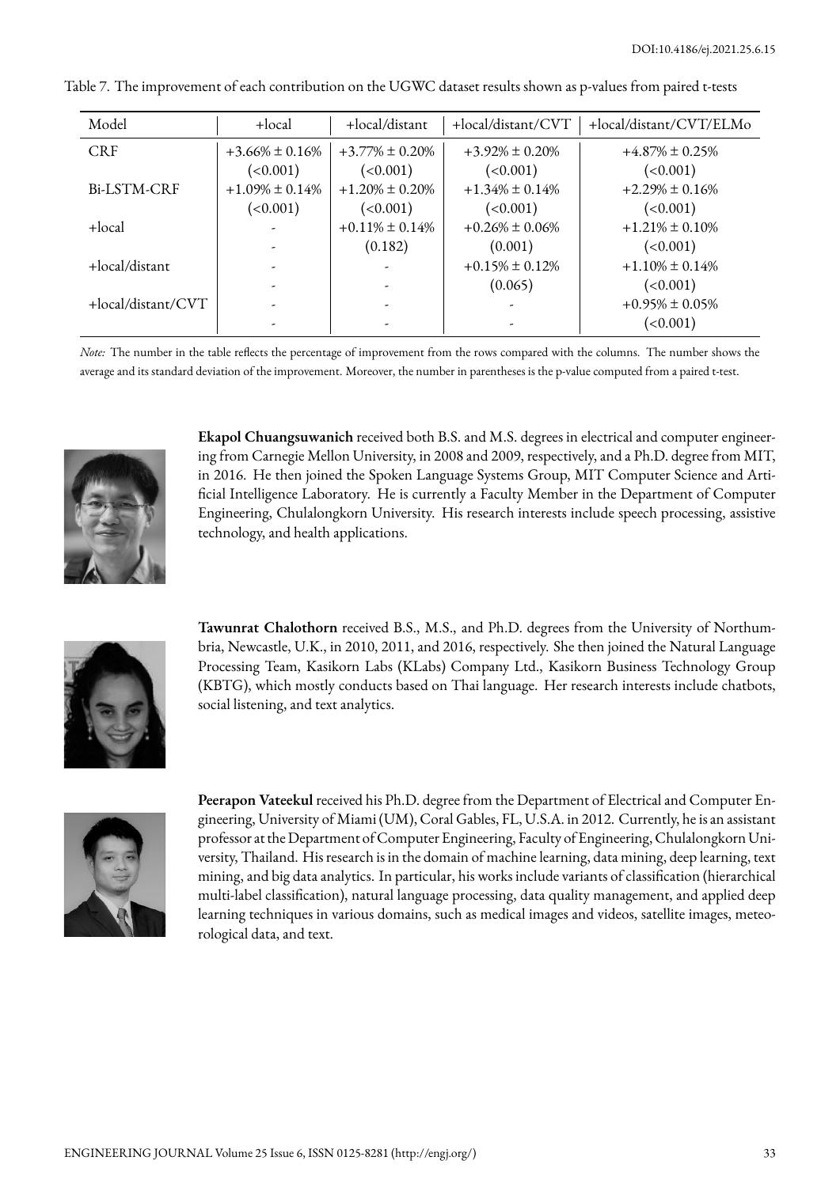Table 7. The improvement of each contribution on the UGWC dataset results shown as p-values from paired t-tests

| Model | +local | +local/distant | +local/distant/CVT | +local/distant/CVT/ELMo |
|---|---|---|---|---|
| CRF | +3.66% ± 0.16% | +3.77% ± 0.20% | +3.92% ± 0.20% | +4.87% ± 0.25% |
| | (<0.001) | (<0.001) | (<0.001) | (<0.001) |
| Bi-LSTM-CRF | +1.09% ± 0.14% | +1.20% ± 0.20% | +1.34% ± 0.14% | +2.29% ± 0.16% |
| | (<0.001) | (<0.001) | (<0.001) | (<0.001) |
| +local | - | +0.11% ± 0.14% | +0.26% ± 0.06% | +1.21% ± 0.10% |
| | - | (0.182) | (0.001) | (<0.001) |
| +local/distant | - | - | +0.15% ± 0.12% | +1.10% ± 0.14% |
| | - | - | (0.065) | (<0.001) |
| +local/distant/CVT | - | - | - | +0.95% ± 0.05% |
| | - | - | - | (<0.001) |

*Note:* The number in the table reflects the percentage of improvement from the rows compared with the columns. The number shows the average and its standard deviation of the improvement. Moreover, the number in parentheses is the p-value computed from a paired t-test.

**Ekapol Chuangsuwanich** received both B.S. and M.S. degrees in electrical and computer engineering from Carnegie Mellon University, in 2008 and 2009, respectively, and a Ph.D. degree from MIT, in 2016. He then joined the Spoken Language Systems Group, MIT Computer Science and Artificial Intelligence Laboratory. He is currently a Faculty Member in the Department of Computer Engineering, Chulalongkorn University. His research interests include speech processing, assistive technology, and health applications.

**Tawunrat Chalothorn** received B.S., M.S., and Ph.D. degrees from the University of Northumbria, Newcastle, U.K., in 2010, 2011, and 2016, respectively. She then joined the Natural Language Processing Team, Kasikorn Labs (KLabs) Company Ltd., Kasikorn Business Technology Group (KBTG), which mostly conducts based on Thai language. Her research interests include chatbots, social listening, and text analytics.

**Peerapon Vateekul** received his Ph.D. degree from the Department of Electrical and Computer Engineering, University of Miami (UM), Coral Gables, FL, U.S.A. in 2012. Currently, he is an assistant professor at the Department of Computer Engineering, Faculty of Engineering, Chulalongkorn University, Thailand. His research is in the domain of machine learning, data mining, deep learning, text mining, and big data analytics. In particular, his works include variants of classification (hierarchical multi-label classification), natural language processing, data quality management, and applied deep learning techniques in various domains, such as medical images and videos, satellite images, meteorological data, and text.